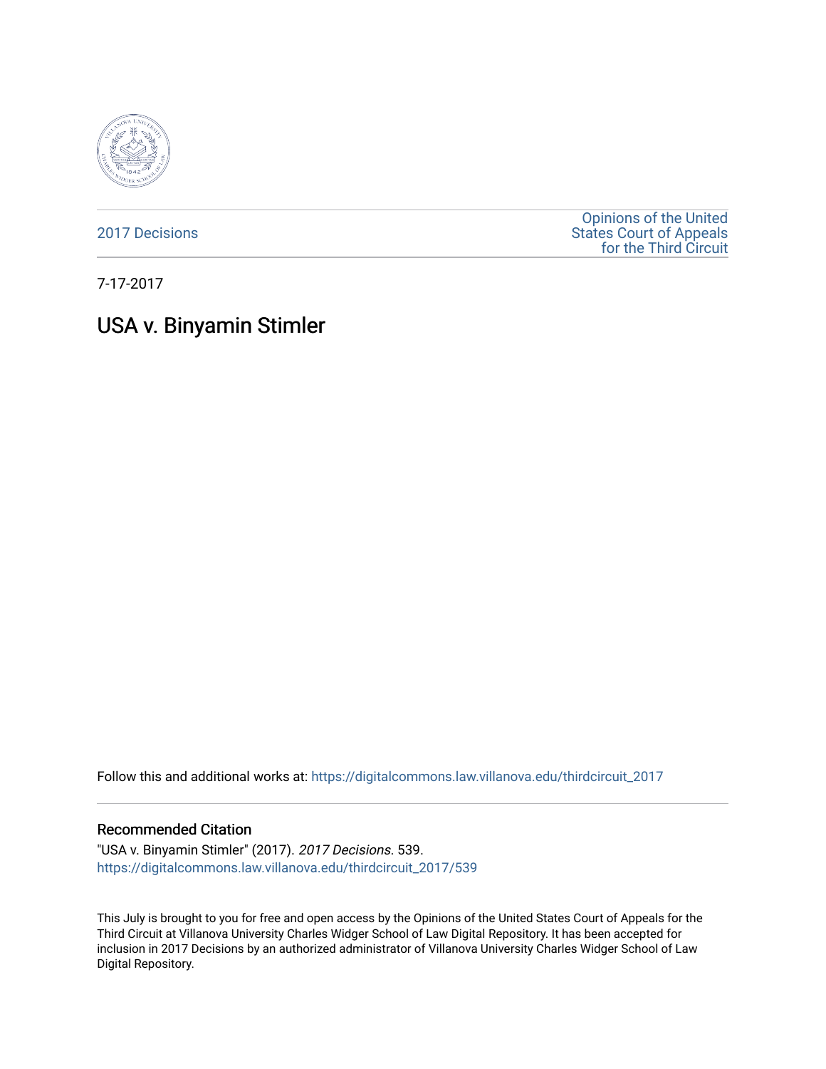2017 Decisions

Opinions of the United States Court of Appeals for the Third Circuit

7-17-2017

# USA v. Binyamin Stimler

Follow this and additional works at: https://digitalcommons.law.villanova.edu/thirdcircuit_2017

## Recommended Citation

"USA v. Binyamin Stimler" (2017). *2017 Decisions*. 539.
https://digitalcommons.law.villanova.edu/thirdcircuit_2017/539

This July is brought to you for free and open access by the Opinions of the United States Court of Appeals for the Third Circuit at Villanova University Charles Widger School of Law Digital Repository. It has been accepted for inclusion in 2017 Decisions by an authorized administrator of Villanova University Charles Widger School of Law Digital Repository.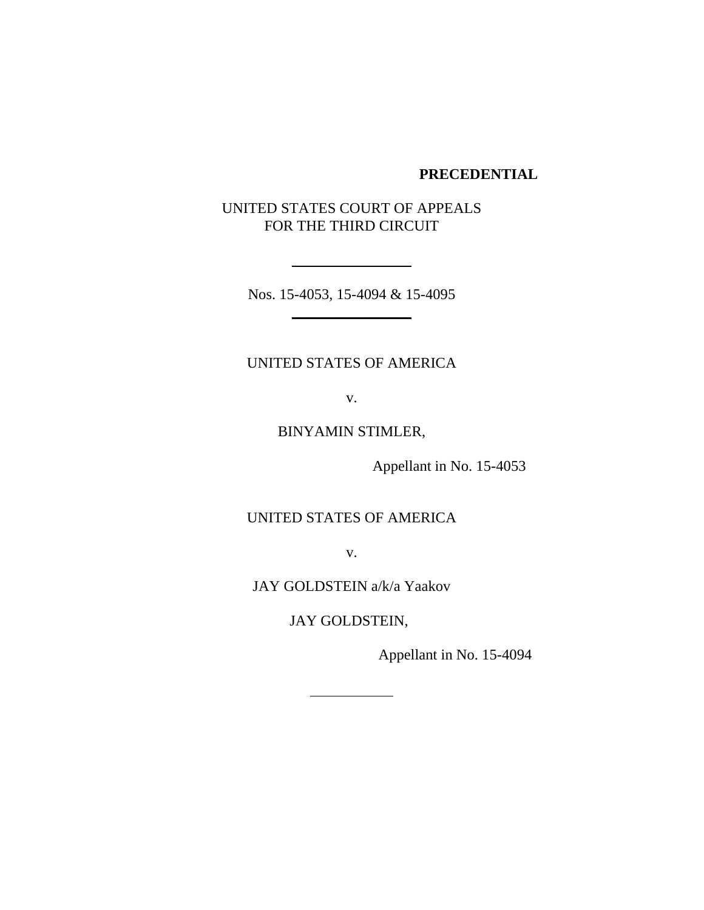**PRECEDENTIAL**

UNITED STATES COURT OF APPEALS
FOR THE THIRD CIRCUIT

---

Nos. 15-4053, 15-4094 & 15-4095

---

UNITED STATES OF AMERICA

v.

BINYAMIN STIMLER,

Appellant in No. 15-4053

UNITED STATES OF AMERICA

v.

JAY GOLDSTEIN a/k/a Yaakov

JAY GOLDSTEIN,

Appellant in No. 15-4094

---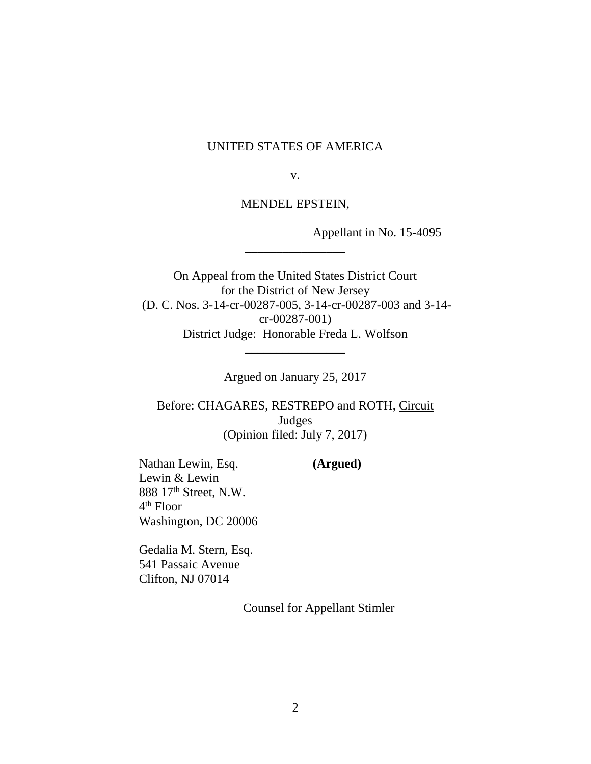UNITED STATES OF AMERICA

v.

MENDEL EPSTEIN,

Appellant in No. 15-4095

---

On Appeal from the United States District Court
for the District of New Jersey
(D. C. Nos. 3-14-cr-00287-005, 3-14-cr-00287-003 and 3-14-cr-00287-001)
District Judge: Honorable Freda L. Wolfson

---

Argued on January 25, 2017

Before: CHAGARES, RESTREPO and ROTH, Circuit Judges
(Opinion filed: July 7, 2017)

Nathan Lewin, Esq. **(Argued)**
Lewin & Lewin
888 17th Street, N.W.
4th Floor
Washington, DC 20006

Gedalia M. Stern, Esq.
541 Passaic Avenue
Clifton, NJ 07014

Counsel for Appellant Stimler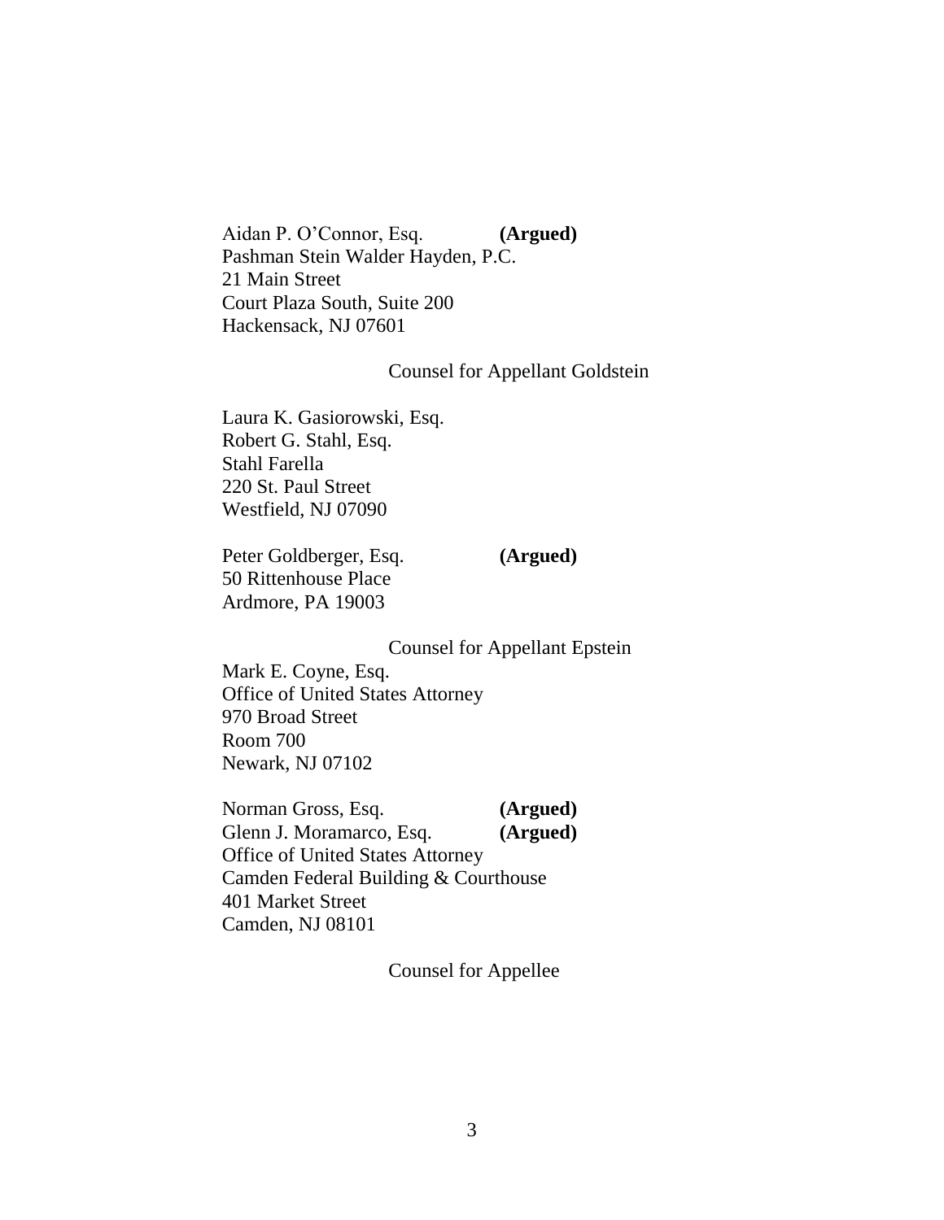Aidan P. O'Connor, Esq. **(Argued)**
Pashman Stein Walder Hayden, P.C.
21 Main Street
Court Plaza South, Suite 200
Hackensack, NJ 07601

Counsel for Appellant Goldstein

Laura K. Gasiorowski, Esq.
Robert G. Stahl, Esq.
Stahl Farella
220 St. Paul Street
Westfield, NJ 07090

Peter Goldberger, Esq. **(Argued)**
50 Rittenhouse Place
Ardmore, PA 19003

Counsel for Appellant Epstein

Mark E. Coyne, Esq.
Office of United States Attorney
970 Broad Street
Room 700
Newark, NJ 07102

Norman Gross, Esq. **(Argued)**
Glenn J. Moramarco, Esq. **(Argued)**
Office of United States Attorney
Camden Federal Building & Courthouse
401 Market Street
Camden, NJ 08101

Counsel for Appellee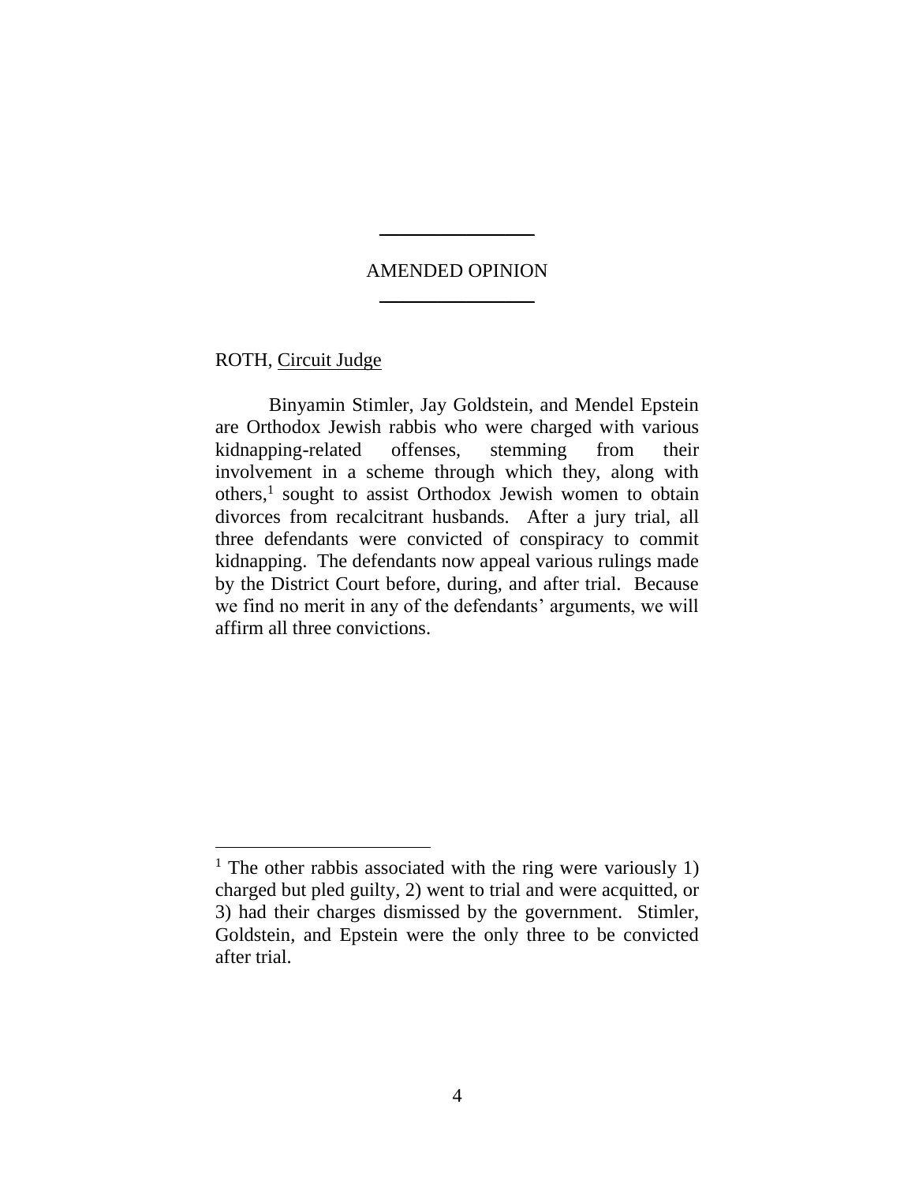## AMENDED OPINION

ROTH, Circuit Judge

Binyamin Stimler, Jay Goldstein, and Mendel Epstein are Orthodox Jewish rabbis who were charged with various kidnapping-related offenses, stemming from their involvement in a scheme through which they, along with others,[1] sought to assist Orthodox Jewish women to obtain divorces from recalcitrant husbands. After a jury trial, all three defendants were convicted of conspiracy to commit kidnapping. The defendants now appeal various rulings made by the District Court before, during, and after trial. Because we find no merit in any of the defendants' arguments, we will affirm all three convictions.

[1] The other rabbis associated with the ring were variously 1) charged but pled guilty, 2) went to trial and were acquitted, or 3) had their charges dismissed by the government. Stimler, Goldstein, and Epstein were the only three to be convicted after trial.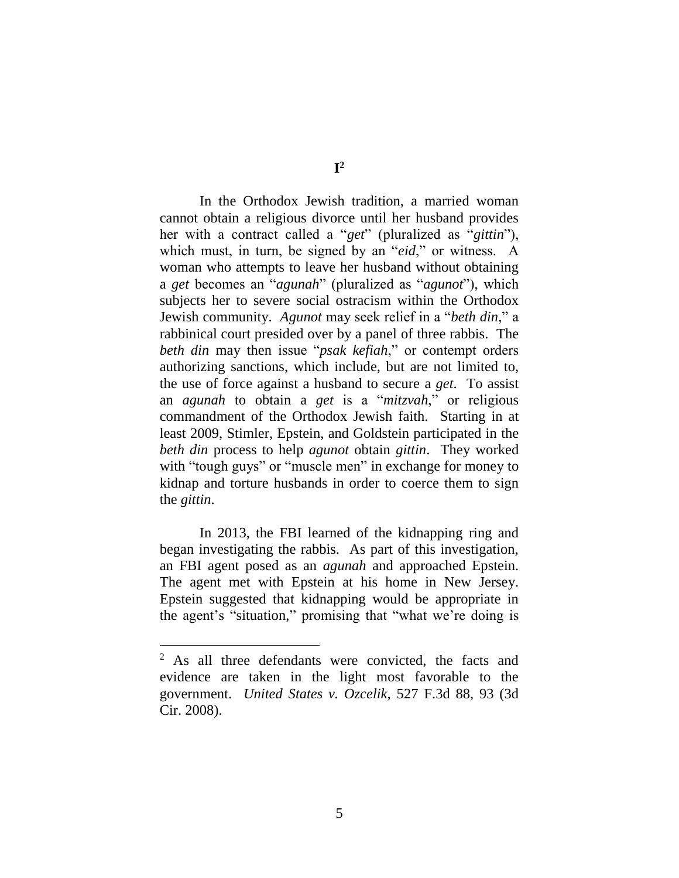# I[2]

In the Orthodox Jewish tradition, a married woman cannot obtain a religious divorce until her husband provides her with a contract called a "*get*" (pluralized as "*gittin*"), which must, in turn, be signed by an "*eid*," or witness. A woman who attempts to leave her husband without obtaining a *get* becomes an "*agunah*" (pluralized as "*agunot*"), which subjects her to severe social ostracism within the Orthodox Jewish community. *Agunot* may seek relief in a "*beth din*," a rabbinical court presided over by a panel of three rabbis. The *beth din* may then issue "*psak kefiah*," or contempt orders authorizing sanctions, which include, but are not limited to, the use of force against a husband to secure a *get*. To assist an *agunah* to obtain a *get* is a "*mitzvah*," or religious commandment of the Orthodox Jewish faith. Starting in at least 2009, Stimler, Epstein, and Goldstein participated in the *beth din* process to help *agunot* obtain *gittin*. They worked with "tough guys" or "muscle men" in exchange for money to kidnap and torture husbands in order to coerce them to sign the *gittin*.

In 2013, the FBI learned of the kidnapping ring and began investigating the rabbis. As part of this investigation, an FBI agent posed as an *agunah* and approached Epstein. The agent met with Epstein at his home in New Jersey. Epstein suggested that kidnapping would be appropriate in the agent's "situation," promising that "what we're doing is

---

[2] As all three defendants were convicted, the facts and evidence are taken in the light most favorable to the government. *United States v. Ozcelik*, 527 F.3d 88, 93 (3d Cir. 2008).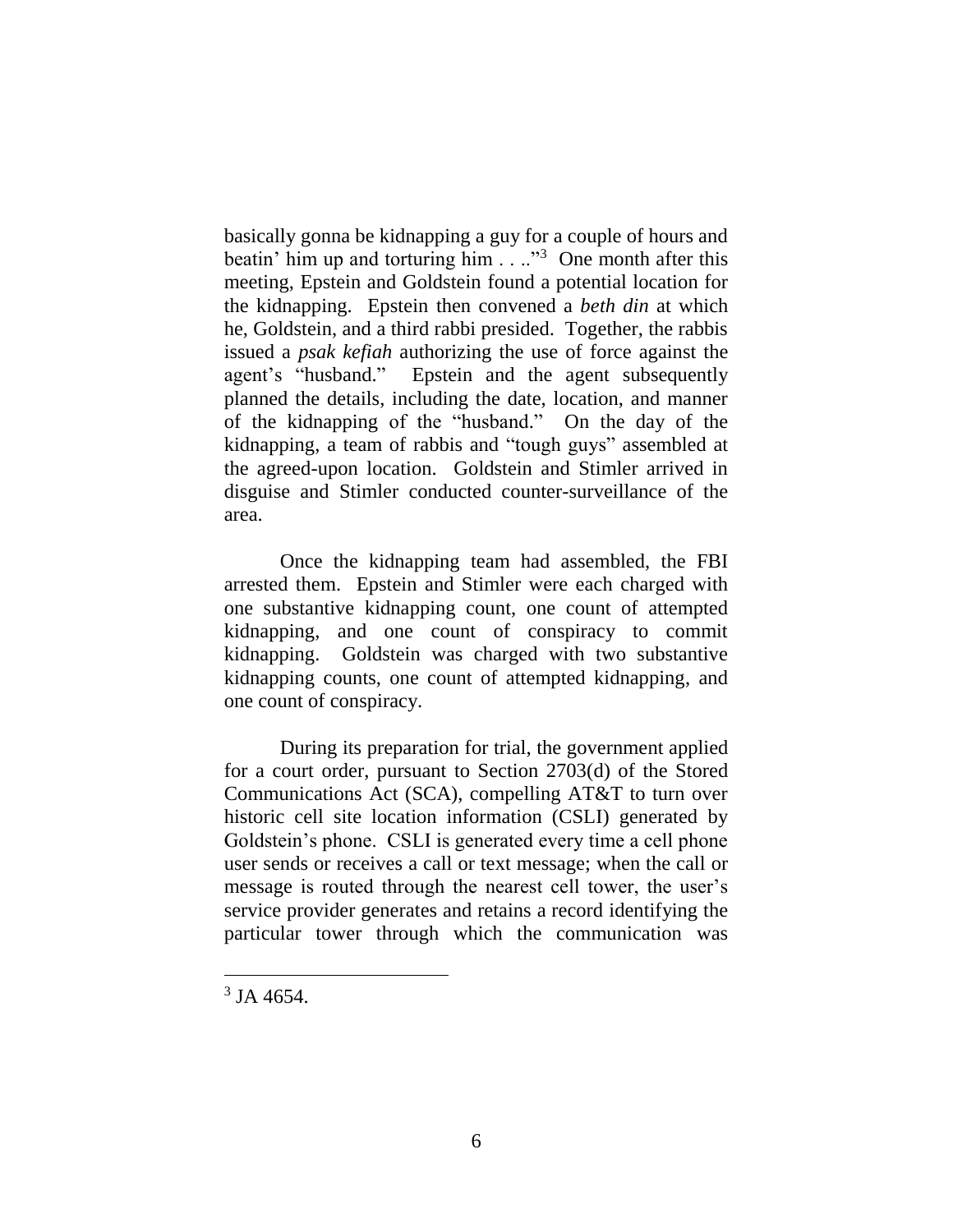basically gonna be kidnapping a guy for a couple of hours and beatin' him up and torturing him . . .."[3] One month after this meeting, Epstein and Goldstein found a potential location for the kidnapping. Epstein then convened a *beth din* at which he, Goldstein, and a third rabbi presided. Together, the rabbis issued a *psak kefiah* authorizing the use of force against the agent's "husband." Epstein and the agent subsequently planned the details, including the date, location, and manner of the kidnapping of the "husband." On the day of the kidnapping, a team of rabbis and "tough guys" assembled at the agreed-upon location. Goldstein and Stimler arrived in disguise and Stimler conducted counter-surveillance of the area.

Once the kidnapping team had assembled, the FBI arrested them. Epstein and Stimler were each charged with one substantive kidnapping count, one count of attempted kidnapping, and one count of conspiracy to commit kidnapping. Goldstein was charged with two substantive kidnapping counts, one count of attempted kidnapping, and one count of conspiracy.

During its preparation for trial, the government applied for a court order, pursuant to Section 2703(d) of the Stored Communications Act (SCA), compelling AT&T to turn over historic cell site location information (CSLI) generated by Goldstein's phone. CSLI is generated every time a cell phone user sends or receives a call or text message; when the call or message is routed through the nearest cell tower, the user's service provider generates and retains a record identifying the particular tower through which the communication was

---

[3] JA 4654.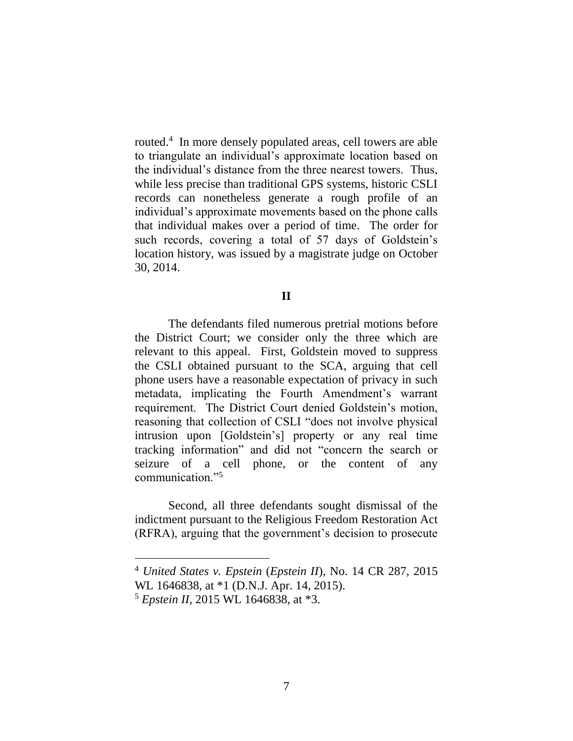routed.[4] In more densely populated areas, cell towers are able to triangulate an individual's approximate location based on the individual's distance from the three nearest towers. Thus, while less precise than traditional GPS systems, historic CSLI records can nonetheless generate a rough profile of an individual's approximate movements based on the phone calls that individual makes over a period of time. The order for such records, covering a total of 57 days of Goldstein's location history, was issued by a magistrate judge on October 30, 2014.

## II

The defendants filed numerous pretrial motions before the District Court; we consider only the three which are relevant to this appeal. First, Goldstein moved to suppress the CSLI obtained pursuant to the SCA, arguing that cell phone users have a reasonable expectation of privacy in such metadata, implicating the Fourth Amendment's warrant requirement. The District Court denied Goldstein's motion, reasoning that collection of CSLI "does not involve physical intrusion upon [Goldstein's] property or any real time tracking information" and did not "concern the search or seizure of a cell phone, or the content of any communication."[5]

Second, all three defendants sought dismissal of the indictment pursuant to the Religious Freedom Restoration Act (RFRA), arguing that the government's decision to prosecute

---

[4] *United States v. Epstein* (*Epstein II*), No. 14 CR 287, 2015 WL 1646838, at *1 (D.N.J. Apr. 14, 2015).

[5] *Epstein II*, 2015 WL 1646838, at *3.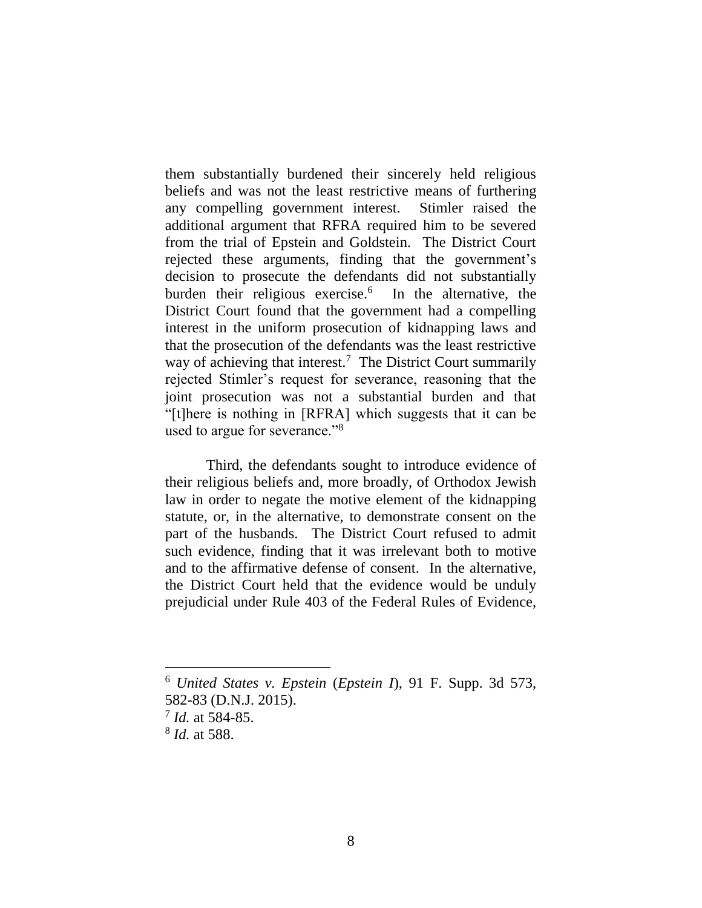them substantially burdened their sincerely held religious beliefs and was not the least restrictive means of furthering any compelling government interest. Stimler raised the additional argument that RFRA required him to be severed from the trial of Epstein and Goldstein. The District Court rejected these arguments, finding that the government's decision to prosecute the defendants did not substantially burden their religious exercise.[6] In the alternative, the District Court found that the government had a compelling interest in the uniform prosecution of kidnapping laws and that the prosecution of the defendants was the least restrictive way of achieving that interest.[7] The District Court summarily rejected Stimler's request for severance, reasoning that the joint prosecution was not a substantial burden and that "[t]here is nothing in [RFRA] which suggests that it can be used to argue for severance."[8]

Third, the defendants sought to introduce evidence of their religious beliefs and, more broadly, of Orthodox Jewish law in order to negate the motive element of the kidnapping statute, or, in the alternative, to demonstrate consent on the part of the husbands. The District Court refused to admit such evidence, finding that it was irrelevant both to motive and to the affirmative defense of consent. In the alternative, the District Court held that the evidence would be unduly prejudicial under Rule 403 of the Federal Rules of Evidence,

---

[6] *United States v. Epstein* (*Epstein I*), 91 F. Supp. 3d 573, 582-83 (D.N.J. 2015).

[7] *Id.* at 584-85.

[8] *Id.* at 588.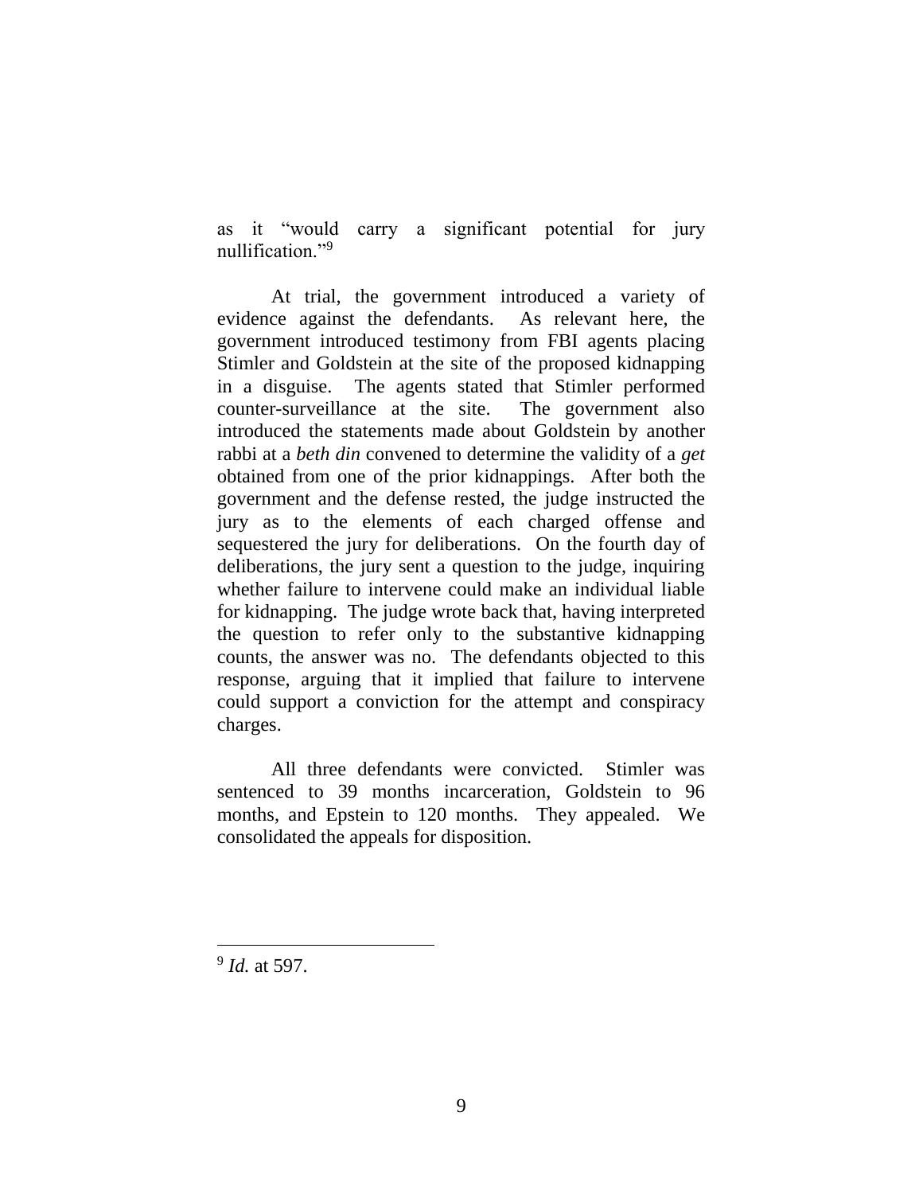as it "would carry a significant potential for jury nullification."[9]

At trial, the government introduced a variety of evidence against the defendants. As relevant here, the government introduced testimony from FBI agents placing Stimler and Goldstein at the site of the proposed kidnapping in a disguise. The agents stated that Stimler performed counter-surveillance at the site. The government also introduced the statements made about Goldstein by another rabbi at a *beth din* convened to determine the validity of a *get* obtained from one of the prior kidnappings. After both the government and the defense rested, the judge instructed the jury as to the elements of each charged offense and sequestered the jury for deliberations. On the fourth day of deliberations, the jury sent a question to the judge, inquiring whether failure to intervene could make an individual liable for kidnapping. The judge wrote back that, having interpreted the question to refer only to the substantive kidnapping counts, the answer was no. The defendants objected to this response, arguing that it implied that failure to intervene could support a conviction for the attempt and conspiracy charges.

All three defendants were convicted. Stimler was sentenced to 39 months incarceration, Goldstein to 96 months, and Epstein to 120 months. They appealed. We consolidated the appeals for disposition.

---

[9] *Id.* at 597.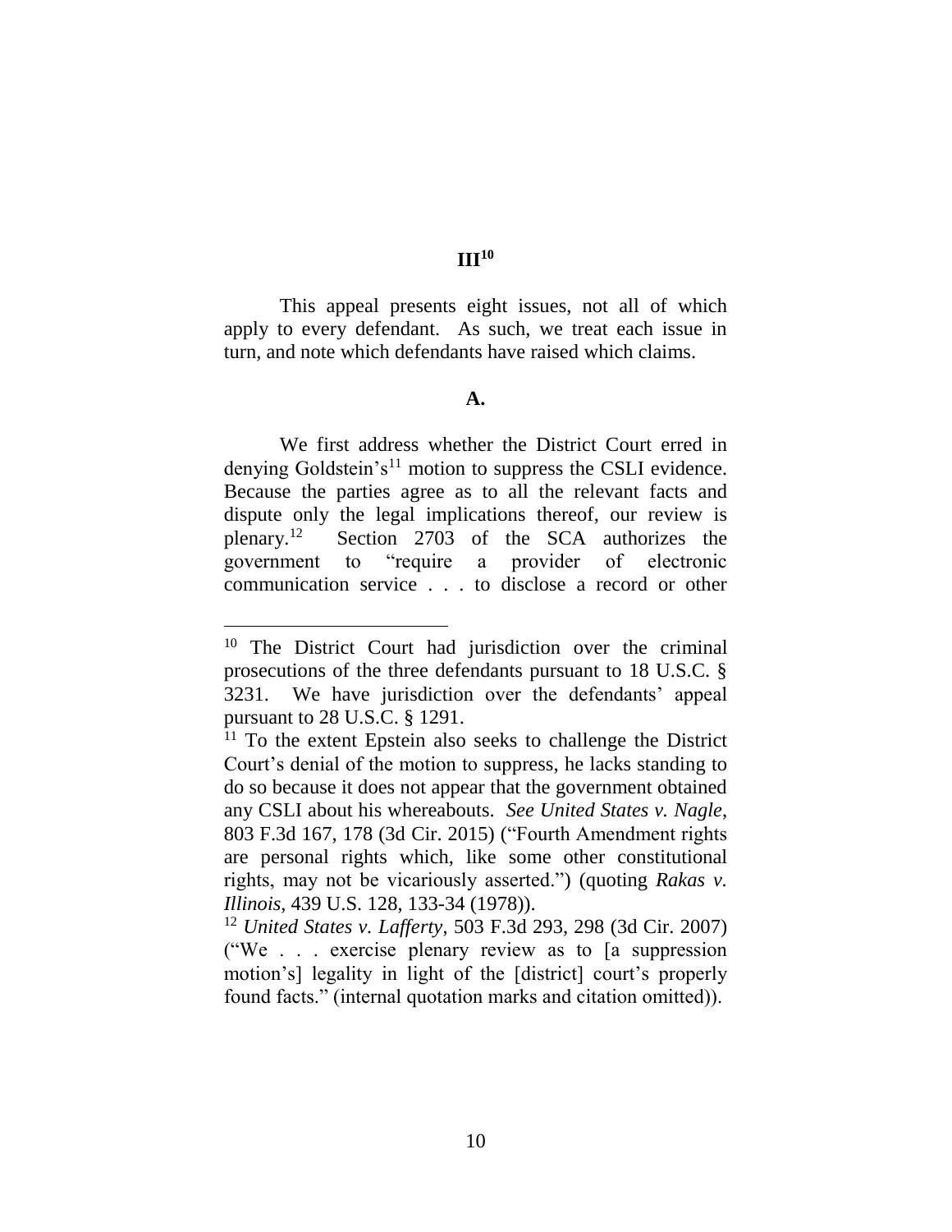## III[10]

This appeal presents eight issues, not all of which apply to every defendant. As such, we treat each issue in turn, and note which defendants have raised which claims.

### A.

We first address whether the District Court erred in denying Goldstein's[11] motion to suppress the CSLI evidence. Because the parties agree as to all the relevant facts and dispute only the legal implications thereof, our review is plenary.[12] Section 2703 of the SCA authorizes the government to "require a provider of electronic communication service . . . to disclose a record or other

---

[10] The District Court had jurisdiction over the criminal prosecutions of the three defendants pursuant to 18 U.S.C. § 3231. We have jurisdiction over the defendants' appeal pursuant to 28 U.S.C. § 1291.

[11] To the extent Epstein also seeks to challenge the District Court's denial of the motion to suppress, he lacks standing to do so because it does not appear that the government obtained any CSLI about his whereabouts. *See United States v. Nagle*, 803 F.3d 167, 178 (3d Cir. 2015) ("Fourth Amendment rights are personal rights which, like some other constitutional rights, may not be vicariously asserted.") (quoting *Rakas v. Illinois*, 439 U.S. 128, 133-34 (1978)).

[12] *United States v. Lafferty*, 503 F.3d 293, 298 (3d Cir. 2007) ("We . . . exercise plenary review as to [a suppression motion's] legality in light of the [district] court's properly found facts." (internal quotation marks and citation omitted)).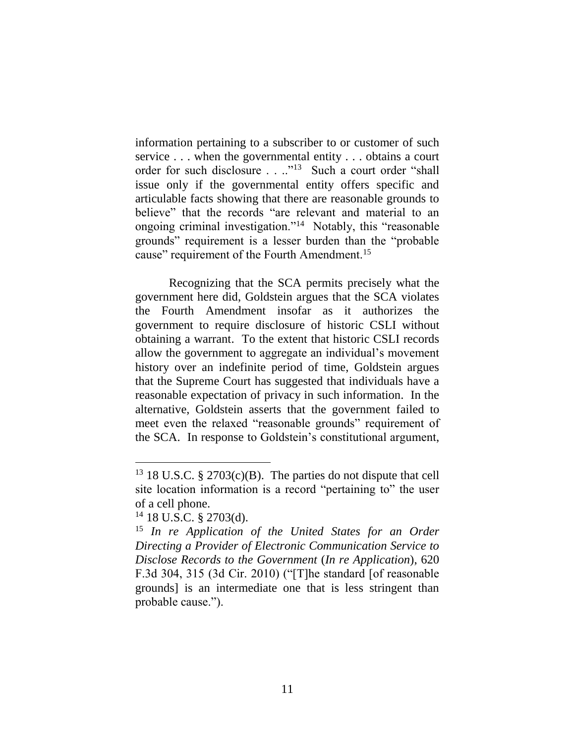information pertaining to a subscriber to or customer of such service . . . when the governmental entity . . . obtains a court order for such disclosure . . ..”[13] Such a court order “shall issue only if the governmental entity offers specific and articulable facts showing that there are reasonable grounds to believe” that the records “are relevant and material to an ongoing criminal investigation.”[14] Notably, this “reasonable grounds” requirement is a lesser burden than the “probable cause” requirement of the Fourth Amendment.[15]

Recognizing that the SCA permits precisely what the government here did, Goldstein argues that the SCA violates the Fourth Amendment insofar as it authorizes the government to require disclosure of historic CSLI without obtaining a warrant. To the extent that historic CSLI records allow the government to aggregate an individual’s movement history over an indefinite period of time, Goldstein argues that the Supreme Court has suggested that individuals have a reasonable expectation of privacy in such information. In the alternative, Goldstein asserts that the government failed to meet even the relaxed “reasonable grounds” requirement of the SCA. In response to Goldstein’s constitutional argument,

---

[13] 18 U.S.C. § 2703(c)(B). The parties do not dispute that cell site location information is a record “pertaining to” the user of a cell phone.

[14] 18 U.S.C. § 2703(d).

[15] *In re Application of the United States for an Order Directing a Provider of Electronic Communication Service to Disclose Records to the Government* (*In re Application*), 620 F.3d 304, 315 (3d Cir. 2010) (“[T]he standard [of reasonable grounds] is an intermediate one that is less stringent than probable cause.”).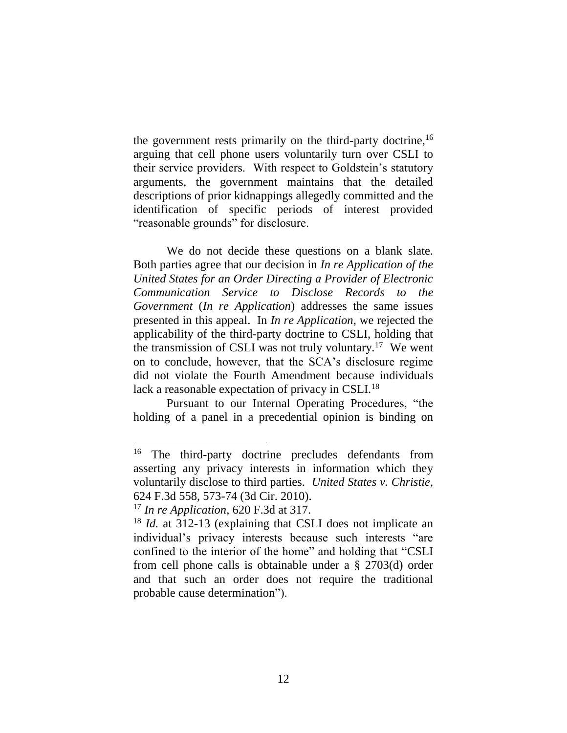the government rests primarily on the third-party doctrine,[16] arguing that cell phone users voluntarily turn over CSLI to their service providers. With respect to Goldstein's statutory arguments, the government maintains that the detailed descriptions of prior kidnappings allegedly committed and the identification of specific periods of interest provided "reasonable grounds" for disclosure.

We do not decide these questions on a blank slate. Both parties agree that our decision in *In re Application of the United States for an Order Directing a Provider of Electronic Communication Service to Disclose Records to the Government* (*In re Application*) addresses the same issues presented in this appeal. In *In re Application*, we rejected the applicability of the third-party doctrine to CSLI, holding that the transmission of CSLI was not truly voluntary.[17] We went on to conclude, however, that the SCA's disclosure regime did not violate the Fourth Amendment because individuals lack a reasonable expectation of privacy in CSLI.[18]

Pursuant to our Internal Operating Procedures, "the holding of a panel in a precedential opinion is binding on

---

[16] The third-party doctrine precludes defendants from asserting any privacy interests in information which they voluntarily disclose to third parties. *United States v. Christie*, 624 F.3d 558, 573-74 (3d Cir. 2010).

[17] *In re Application*, 620 F.3d at 317.

[18] *Id.* at 312-13 (explaining that CSLI does not implicate an individual's privacy interests because such interests "are confined to the interior of the home" and holding that "CSLI from cell phone calls is obtainable under a § 2703(d) order and that such an order does not require the traditional probable cause determination").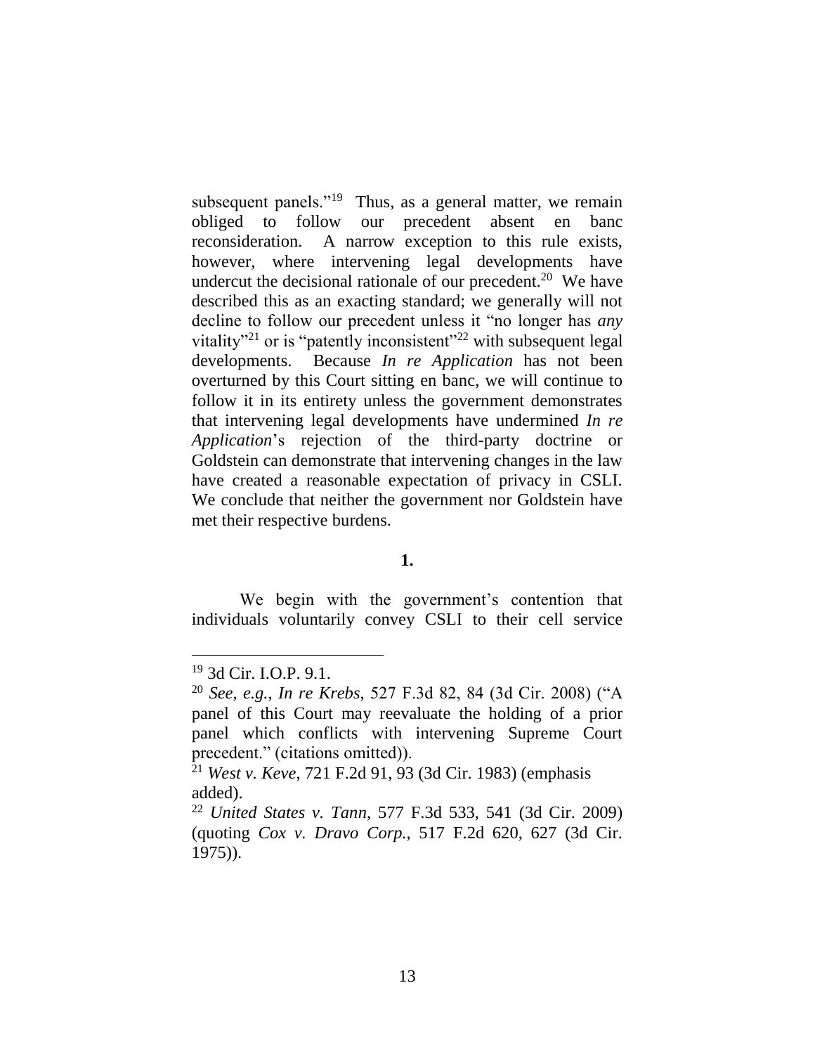subsequent panels."[19] Thus, as a general matter, we remain obliged to follow our precedent absent en banc reconsideration. A narrow exception to this rule exists, however, where intervening legal developments have undercut the decisional rationale of our precedent.[20] We have described this as an exacting standard; we generally will not decline to follow our precedent unless it "no longer has *any* vitality"[21] or is "patently inconsistent"[22] with subsequent legal developments. Because *In re Application* has not been overturned by this Court sitting en banc, we will continue to follow it in its entirety unless the government demonstrates that intervening legal developments have undermined *In re Application*'s rejection of the third-party doctrine or Goldstein can demonstrate that intervening changes in the law have created a reasonable expectation of privacy in CSLI. We conclude that neither the government nor Goldstein have met their respective burdens.

**1.**

We begin with the government's contention that individuals voluntarily convey CSLI to their cell service

---

[19] 3d Cir. I.O.P. 9.1.

[20] *See, e.g.*, *In re Krebs*, 527 F.3d 82, 84 (3d Cir. 2008) ("A panel of this Court may reevaluate the holding of a prior panel which conflicts with intervening Supreme Court precedent." (citations omitted)).

[21] *West v. Keve*, 721 F.2d 91, 93 (3d Cir. 1983) (emphasis added).

[22] *United States v. Tann*, 577 F.3d 533, 541 (3d Cir. 2009) (quoting *Cox v. Dravo Corp.*, 517 F.2d 620, 627 (3d Cir. 1975)).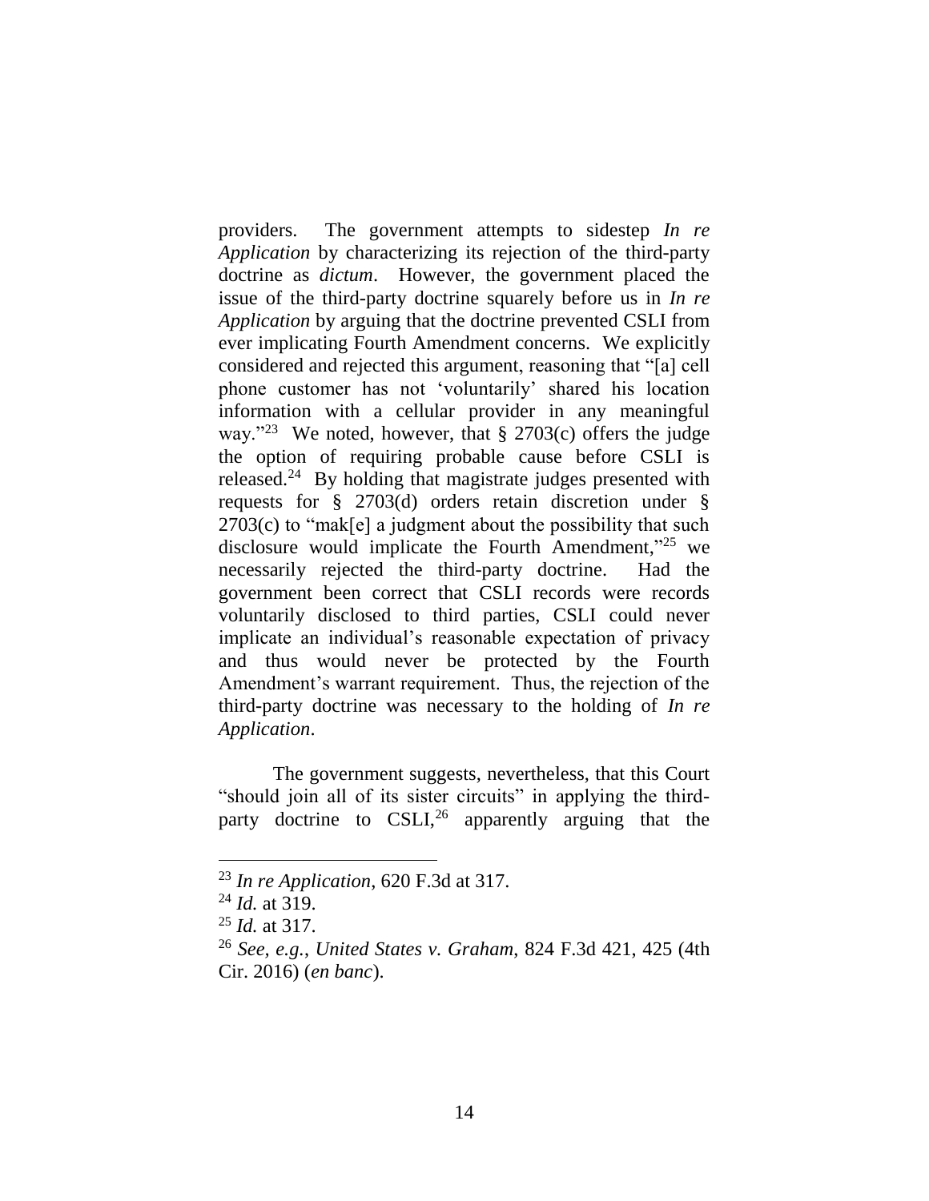providers. The government attempts to sidestep *In re Application* by characterizing its rejection of the third-party doctrine as *dictum*. However, the government placed the issue of the third-party doctrine squarely before us in *In re Application* by arguing that the doctrine prevented CSLI from ever implicating Fourth Amendment concerns. We explicitly considered and rejected this argument, reasoning that "[a] cell phone customer has not 'voluntarily' shared his location information with a cellular provider in any meaningful way."[23] We noted, however, that § 2703(c) offers the judge the option of requiring probable cause before CSLI is released.[24] By holding that magistrate judges presented with requests for § 2703(d) orders retain discretion under § 2703(c) to "mak[e] a judgment about the possibility that such disclosure would implicate the Fourth Amendment,"[25] we necessarily rejected the third-party doctrine. Had the government been correct that CSLI records were records voluntarily disclosed to third parties, CSLI could never implicate an individual's reasonable expectation of privacy and thus would never be protected by the Fourth Amendment's warrant requirement. Thus, the rejection of the third-party doctrine was necessary to the holding of *In re Application*.

The government suggests, nevertheless, that this Court "should join all of its sister circuits" in applying the third-party doctrine to CSLI,[26] apparently arguing that the

---

[23] *In re Application*, 620 F.3d at 317.

[24] *Id.* at 319.

[25] *Id.* at 317.

[26] *See, e.g.*, *United States v. Graham*, 824 F.3d 421, 425 (4th Cir. 2016) (*en banc*).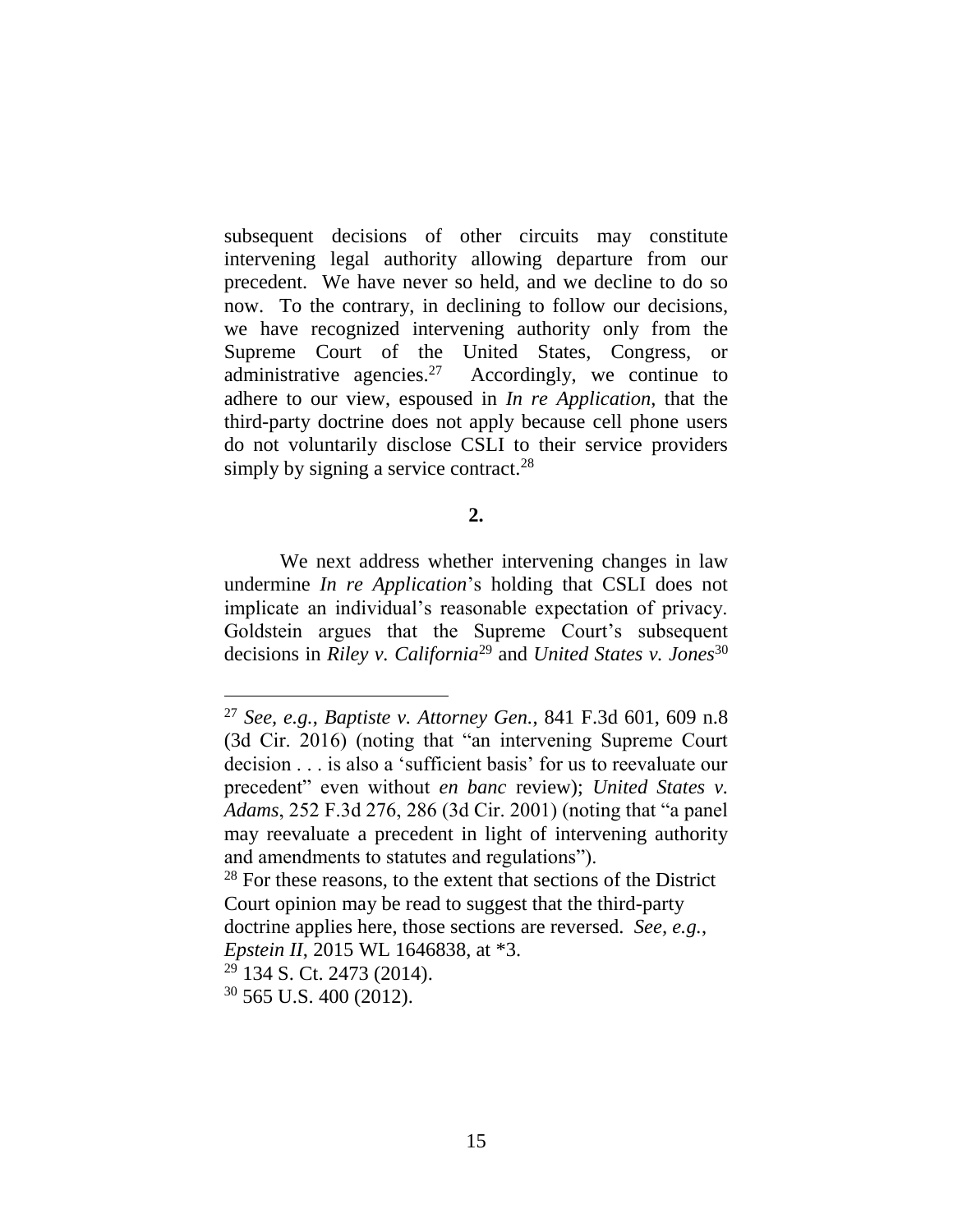subsequent decisions of other circuits may constitute intervening legal authority allowing departure from our precedent. We have never so held, and we decline to do so now. To the contrary, in declining to follow our decisions, we have recognized intervening authority only from the Supreme Court of the United States, Congress, or administrative agencies.[27] Accordingly, we continue to adhere to our view, espoused in *In re Application*, that the third-party doctrine does not apply because cell phone users do not voluntarily disclose CSLI to their service providers simply by signing a service contract.[28]

**2.**

We next address whether intervening changes in law undermine *In re Application*'s holding that CSLI does not implicate an individual's reasonable expectation of privacy. Goldstein argues that the Supreme Court's subsequent decisions in *Riley v. California*[29] and *United States v. Jones*[30]

---

[27] *See, e.g.*, *Baptiste v. Attorney Gen.*, 841 F.3d 601, 609 n.8 (3d Cir. 2016) (noting that "an intervening Supreme Court decision . . . is also a 'sufficient basis' for us to reevaluate our precedent" even without *en banc* review); *United States v. Adams*, 252 F.3d 276, 286 (3d Cir. 2001) (noting that "a panel may reevaluate a precedent in light of intervening authority and amendments to statutes and regulations").

[28] For these reasons, to the extent that sections of the District Court opinion may be read to suggest that the third-party doctrine applies here, those sections are reversed. *See, e.g.*, *Epstein II*, 2015 WL 1646838, at *3.

[29] 134 S. Ct. 2473 (2014).

[30] 565 U.S. 400 (2012).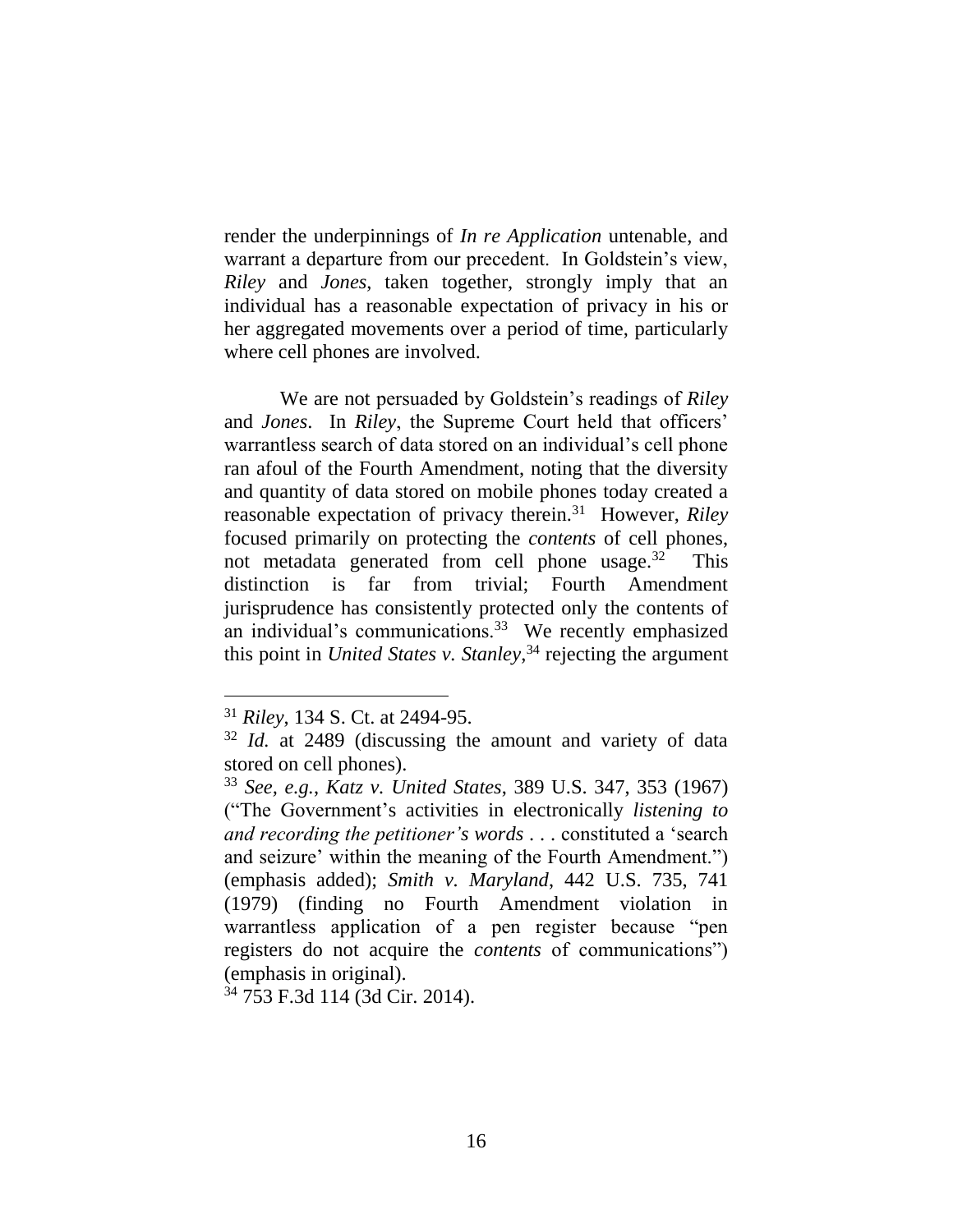render the underpinnings of *In re Application* untenable, and warrant a departure from our precedent. In Goldstein's view, *Riley* and *Jones*, taken together, strongly imply that an individual has a reasonable expectation of privacy in his or her aggregated movements over a period of time, particularly where cell phones are involved.

We are not persuaded by Goldstein's readings of *Riley* and *Jones*. In *Riley*, the Supreme Court held that officers' warrantless search of data stored on an individual's cell phone ran afoul of the Fourth Amendment, noting that the diversity and quantity of data stored on mobile phones today created a reasonable expectation of privacy therein.[31] However, *Riley* focused primarily on protecting the *contents* of cell phones, not metadata generated from cell phone usage.[32] This distinction is far from trivial; Fourth Amendment jurisprudence has consistently protected only the contents of an individual's communications.[33] We recently emphasized this point in *United States v. Stanley*,[34] rejecting the argument

---

[31] *Riley*, 134 S. Ct. at 2494-95.

[32] *Id.* at 2489 (discussing the amount and variety of data stored on cell phones).

[33] *See, e.g.*, *Katz v. United States*, 389 U.S. 347, 353 (1967) ("The Government's activities in electronically *listening to and recording the petitioner's words* . . . constituted a 'search and seizure' within the meaning of the Fourth Amendment.") (emphasis added); *Smith v. Maryland*, 442 U.S. 735, 741 (1979) (finding no Fourth Amendment violation in warrantless application of a pen register because "pen registers do not acquire the *contents* of communications") (emphasis in original).

[34] 753 F.3d 114 (3d Cir. 2014).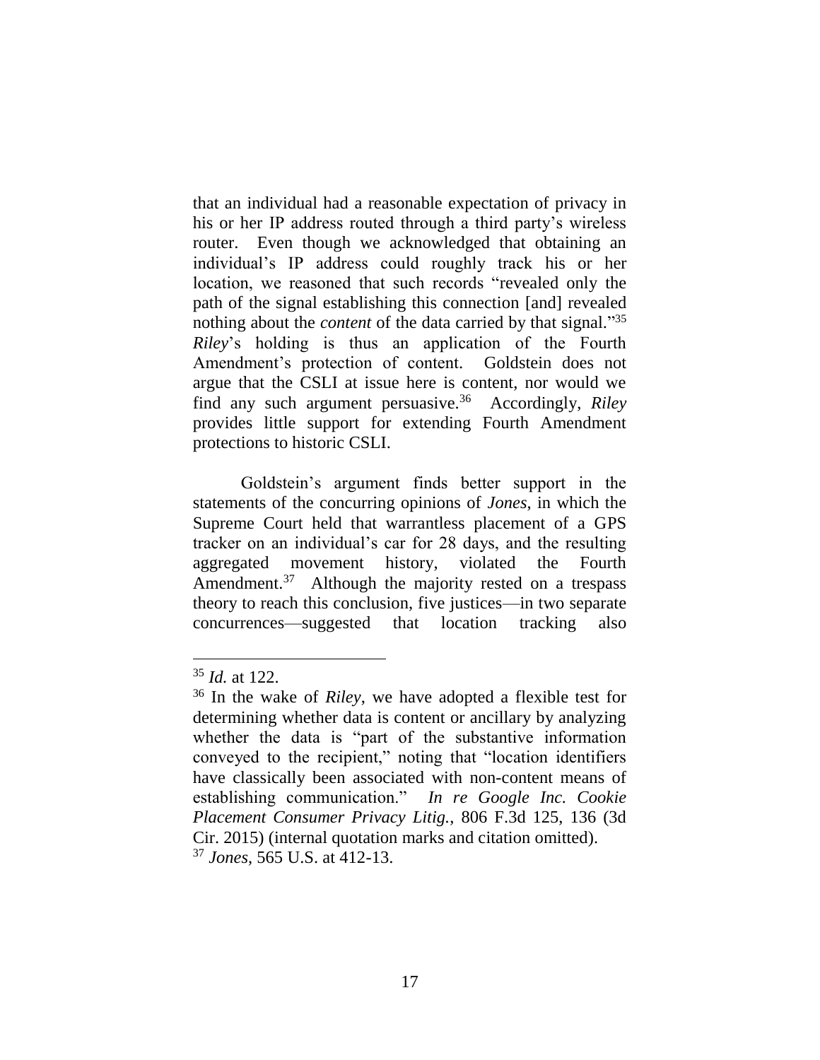that an individual had a reasonable expectation of privacy in his or her IP address routed through a third party's wireless router. Even though we acknowledged that obtaining an individual's IP address could roughly track his or her location, we reasoned that such records "revealed only the path of the signal establishing this connection [and] revealed nothing about the *content* of the data carried by that signal."[35] *Riley*'s holding is thus an application of the Fourth Amendment's protection of content. Goldstein does not argue that the CSLI at issue here is content, nor would we find any such argument persuasive.[36] Accordingly, *Riley* provides little support for extending Fourth Amendment protections to historic CSLI.

Goldstein's argument finds better support in the statements of the concurring opinions of *Jones*, in which the Supreme Court held that warrantless placement of a GPS tracker on an individual's car for 28 days, and the resulting aggregated movement history, violated the Fourth Amendment.[37] Although the majority rested on a trespass theory to reach this conclusion, five justices—in two separate concurrences—suggested that location tracking also

---

[35] *Id.* at 122.

[36] In the wake of *Riley*, we have adopted a flexible test for determining whether data is content or ancillary by analyzing whether the data is "part of the substantive information conveyed to the recipient," noting that "location identifiers have classically been associated with non-content means of establishing communication." *In re Google Inc. Cookie Placement Consumer Privacy Litig.*, 806 F.3d 125, 136 (3d Cir. 2015) (internal quotation marks and citation omitted).

[37] *Jones*, 565 U.S. at 412-13.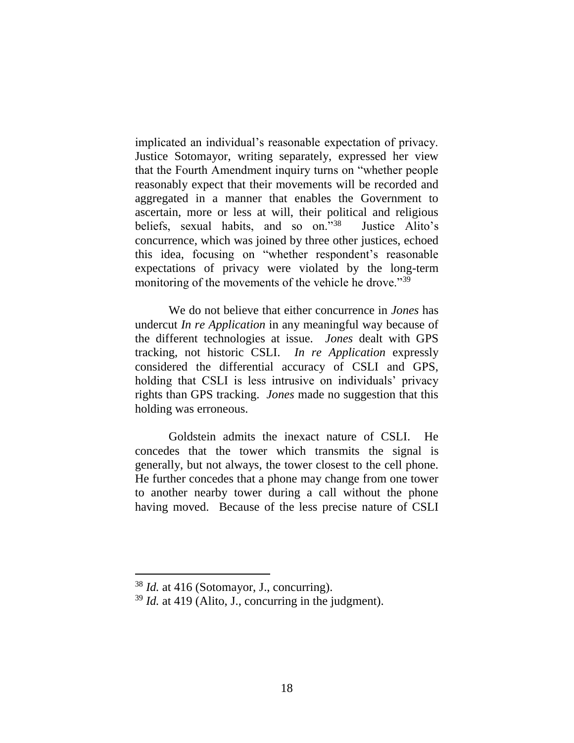implicated an individual's reasonable expectation of privacy. Justice Sotomayor, writing separately, expressed her view that the Fourth Amendment inquiry turns on "whether people reasonably expect that their movements will be recorded and aggregated in a manner that enables the Government to ascertain, more or less at will, their political and religious beliefs, sexual habits, and so on."[38] Justice Alito's concurrence, which was joined by three other justices, echoed this idea, focusing on "whether respondent's reasonable expectations of privacy were violated by the long-term monitoring of the movements of the vehicle he drove."[39]

We do not believe that either concurrence in *Jones* has undercut *In re Application* in any meaningful way because of the different technologies at issue. *Jones* dealt with GPS tracking, not historic CSLI. *In re Application* expressly considered the differential accuracy of CSLI and GPS, holding that CSLI is less intrusive on individuals' privacy rights than GPS tracking. *Jones* made no suggestion that this holding was erroneous.

Goldstein admits the inexact nature of CSLI. He concedes that the tower which transmits the signal is generally, but not always, the tower closest to the cell phone. He further concedes that a phone may change from one tower to another nearby tower during a call without the phone having moved. Because of the less precise nature of CSLI

---

[38] *Id.* at 416 (Sotomayor, J., concurring).

[39] *Id.* at 419 (Alito, J., concurring in the judgment).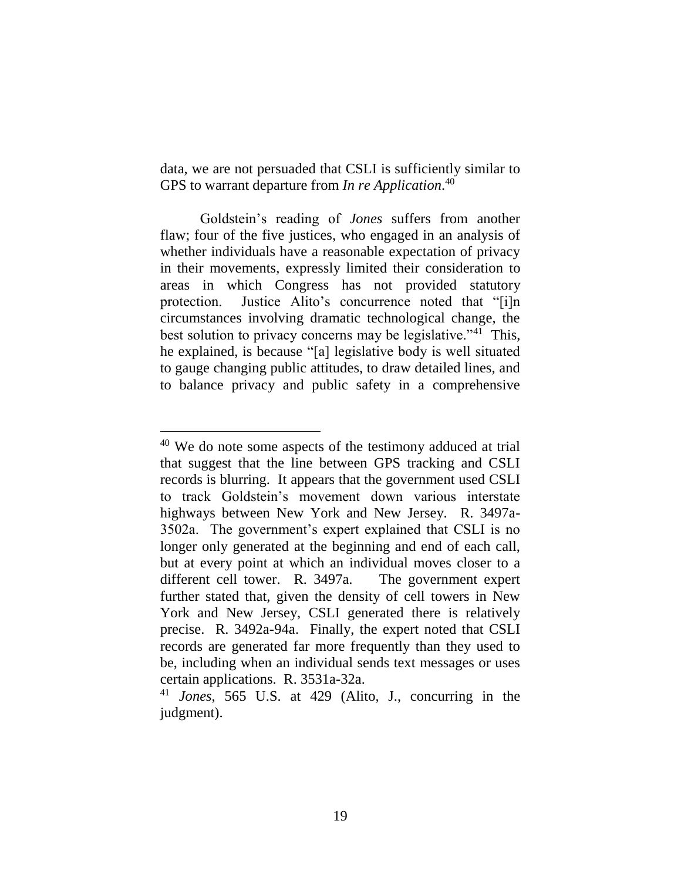data, we are not persuaded that CSLI is sufficiently similar to GPS to warrant departure from *In re Application*.[40]

Goldstein's reading of *Jones* suffers from another flaw; four of the five justices, who engaged in an analysis of whether individuals have a reasonable expectation of privacy in their movements, expressly limited their consideration to areas in which Congress has not provided statutory protection. Justice Alito's concurrence noted that "[i]n circumstances involving dramatic technological change, the best solution to privacy concerns may be legislative."[41] This, he explained, is because "[a] legislative body is well situated to gauge changing public attitudes, to draw detailed lines, and to balance privacy and public safety in a comprehensive

---

[40] We do note some aspects of the testimony adduced at trial that suggest that the line between GPS tracking and CSLI records is blurring. It appears that the government used CSLI to track Goldstein's movement down various interstate highways between New York and New Jersey. R. 3497a-3502a. The government's expert explained that CSLI is no longer only generated at the beginning and end of each call, but at every point at which an individual moves closer to a different cell tower. R. 3497a. The government expert further stated that, given the density of cell towers in New York and New Jersey, CSLI generated there is relatively precise. R. 3492a-94a. Finally, the expert noted that CSLI records are generated far more frequently than they used to be, including when an individual sends text messages or uses certain applications. R. 3531a-32a.

[41] *Jones*, 565 U.S. at 429 (Alito, J., concurring in the judgment).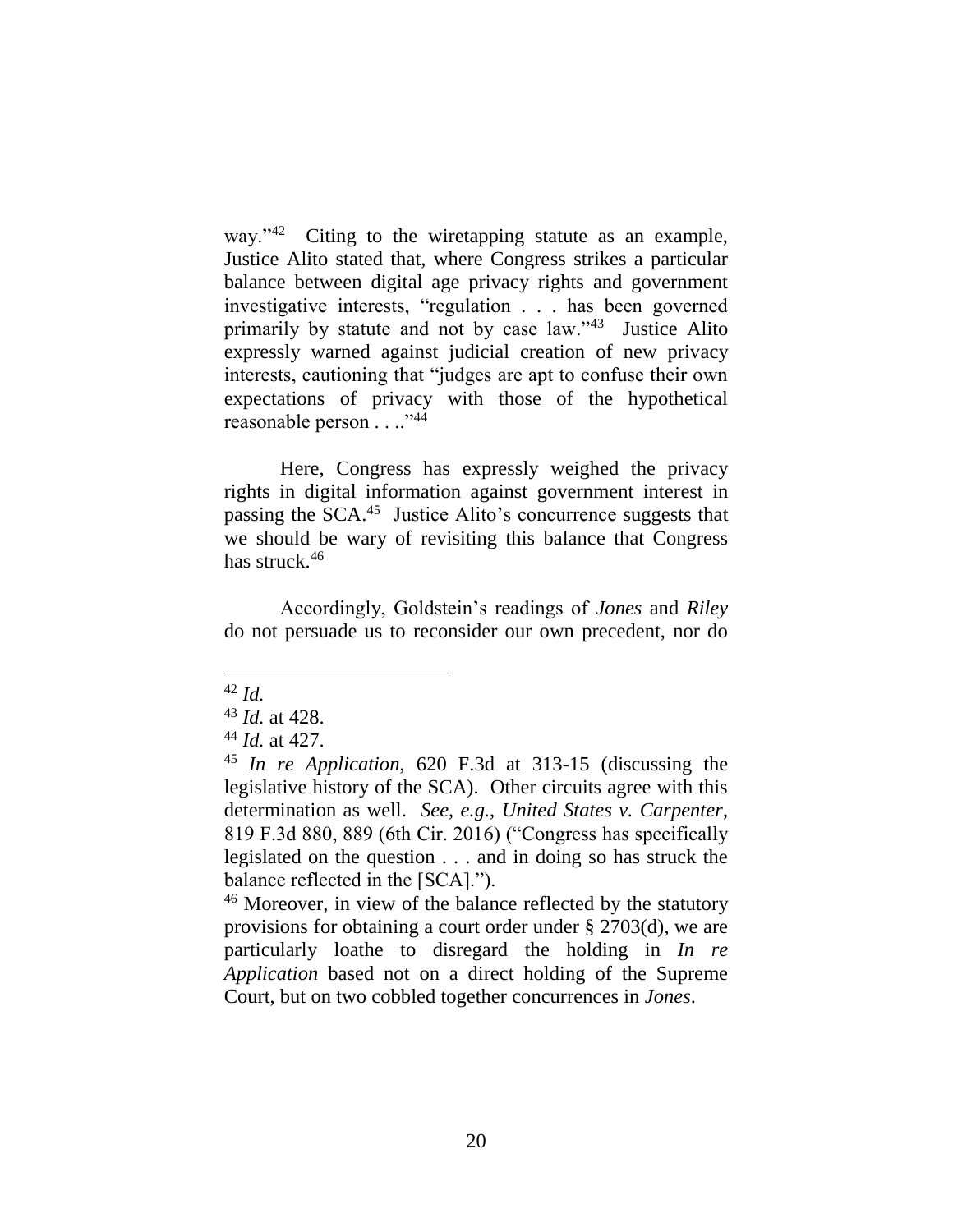way."[42] Citing to the wiretapping statute as an example, Justice Alito stated that, where Congress strikes a particular balance between digital age privacy rights and government investigative interests, "regulation . . . has been governed primarily by statute and not by case law."[43] Justice Alito expressly warned against judicial creation of new privacy interests, cautioning that "judges are apt to confuse their own expectations of privacy with those of the hypothetical reasonable person . . .."[44]

Here, Congress has expressly weighed the privacy rights in digital information against government interest in passing the SCA.[45] Justice Alito's concurrence suggests that we should be wary of revisiting this balance that Congress has struck.[46]

Accordingly, Goldstein's readings of *Jones* and *Riley* do not persuade us to reconsider our own precedent, nor do

---

[42] *Id.*

[43] *Id.* at 428.

[44] *Id.* at 427.

[45] *In re Application*, 620 F.3d at 313-15 (discussing the legislative history of the SCA). Other circuits agree with this determination as well. *See, e.g.*, *United States v. Carpenter*, 819 F.3d 880, 889 (6th Cir. 2016) ("Congress has specifically legislated on the question . . . and in doing so has struck the balance reflected in the [SCA].").

[46] Moreover, in view of the balance reflected by the statutory provisions for obtaining a court order under § 2703(d), we are particularly loathe to disregard the holding in *In re Application* based not on a direct holding of the Supreme Court, but on two cobbled together concurrences in *Jones*.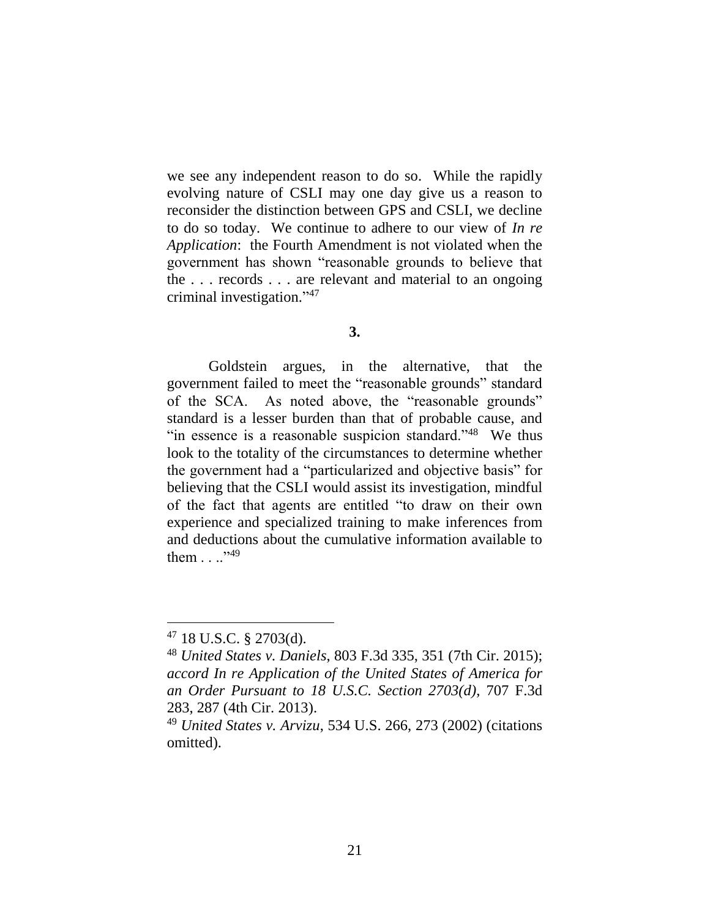we see any independent reason to do so. While the rapidly evolving nature of CSLI may one day give us a reason to reconsider the distinction between GPS and CSLI, we decline to do so today. We continue to adhere to our view of *In re Application*: the Fourth Amendment is not violated when the government has shown "reasonable grounds to believe that the . . . records . . . are relevant and material to an ongoing criminal investigation."[47]

**3.**

Goldstein argues, in the alternative, that the government failed to meet the "reasonable grounds" standard of the SCA. As noted above, the "reasonable grounds" standard is a lesser burden than that of probable cause, and "in essence is a reasonable suspicion standard."[48] We thus look to the totality of the circumstances to determine whether the government had a "particularized and objective basis" for believing that the CSLI would assist its investigation, mindful of the fact that agents are entitled "to draw on their own experience and specialized training to make inferences from and deductions about the cumulative information available to them . . .."[49]

---

[47] 18 U.S.C. § 2703(d).

[48] *United States v. Daniels*, 803 F.3d 335, 351 (7th Cir. 2015); *accord In re Application of the United States of America for an Order Pursuant to 18 U.S.C. Section 2703(d)*, 707 F.3d 283, 287 (4th Cir. 2013).

[49] *United States v. Arvizu*, 534 U.S. 266, 273 (2002) (citations omitted).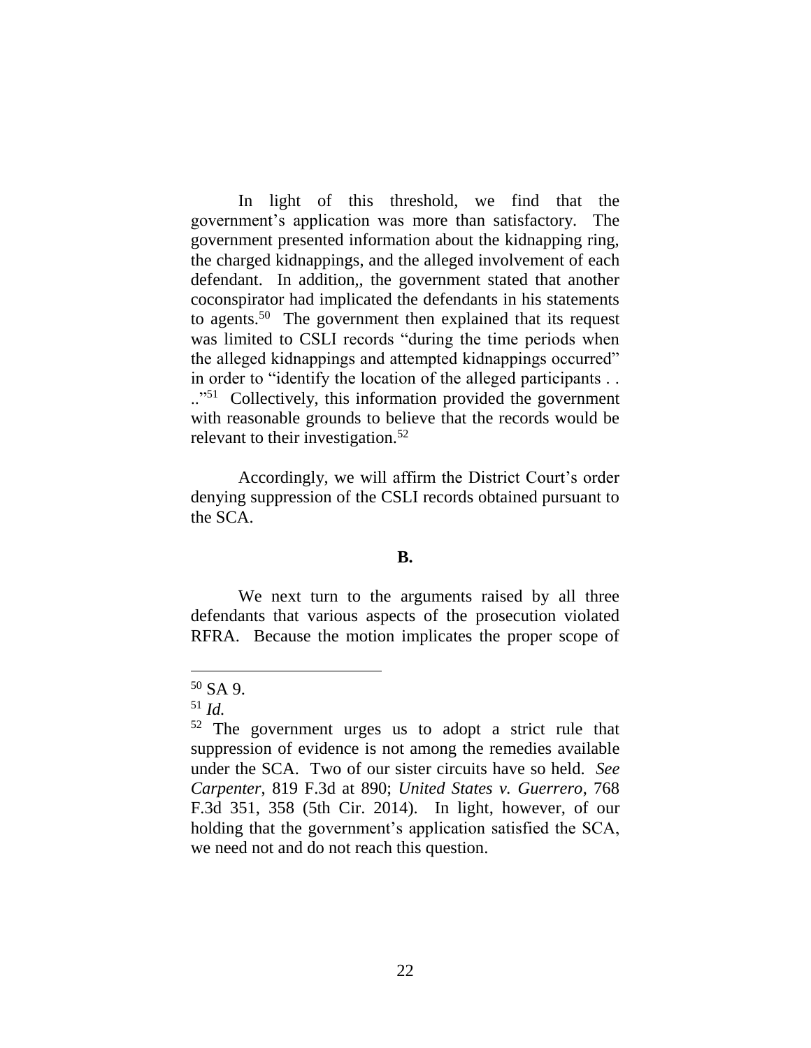In light of this threshold, we find that the government's application was more than satisfactory. The government presented information about the kidnapping ring, the charged kidnappings, and the alleged involvement of each defendant. In addition,, the government stated that another coconspirator had implicated the defendants in his statements to agents.[50] The government then explained that its request was limited to CSLI records "during the time periods when the alleged kidnappings and attempted kidnappings occurred" in order to "identify the location of the alleged participants . . . ."[51] Collectively, this information provided the government with reasonable grounds to believe that the records would be relevant to their investigation.[52]

Accordingly, we will affirm the District Court's order denying suppression of the CSLI records obtained pursuant to the SCA.

**B.**

We next turn to the arguments raised by all three defendants that various aspects of the prosecution violated RFRA. Because the motion implicates the proper scope of

---

[50] SA 9.

[51] *Id.*

[52] The government urges us to adopt a strict rule that suppression of evidence is not among the remedies available under the SCA. Two of our sister circuits have so held. *See Carpenter*, 819 F.3d at 890; *United States v. Guerrero*, 768 F.3d 351, 358 (5th Cir. 2014). In light, however, of our holding that the government's application satisfied the SCA, we need not and do not reach this question.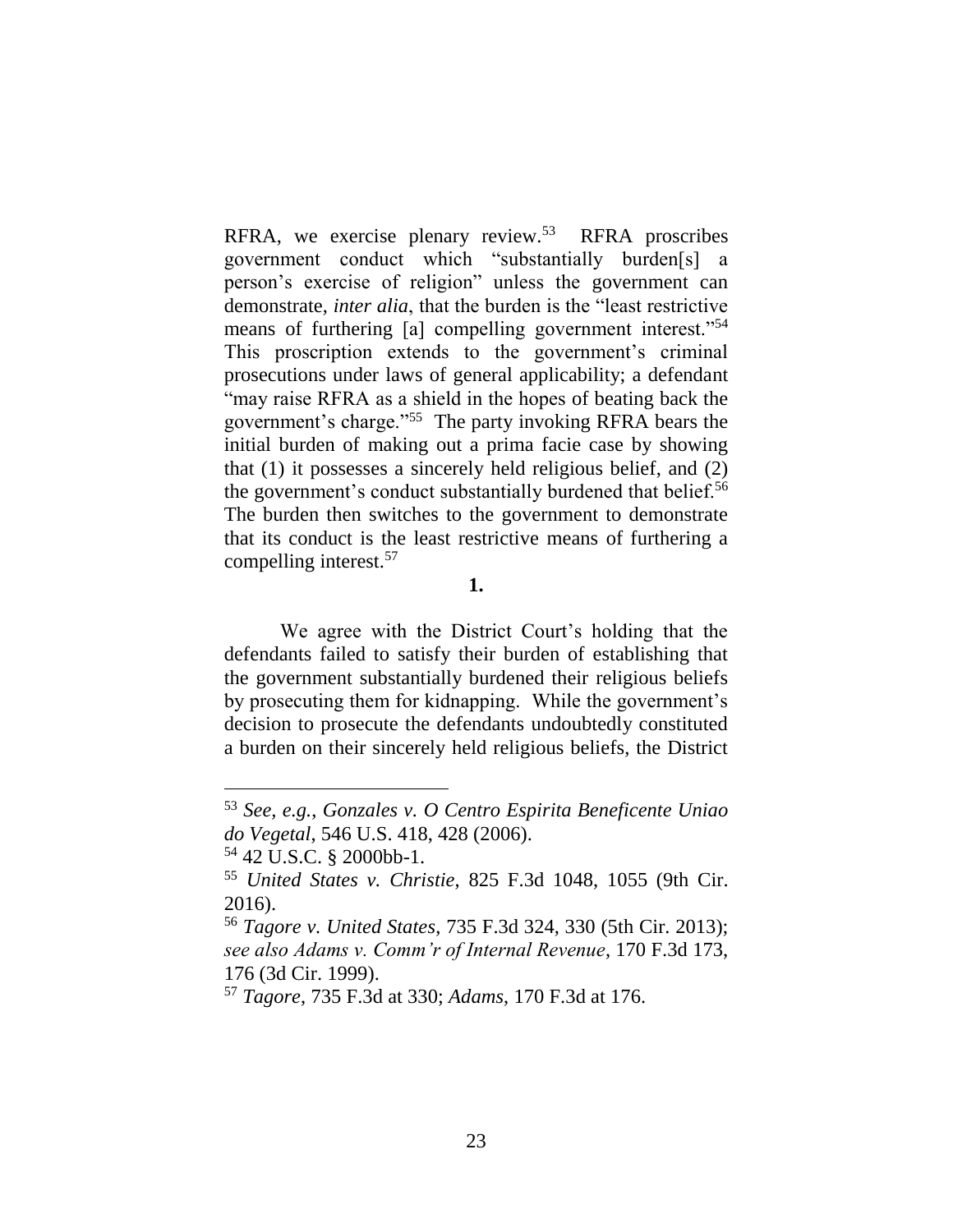RFRA, we exercise plenary review.[53] RFRA proscribes government conduct which "substantially burden[s] a person's exercise of religion" unless the government can demonstrate, *inter alia*, that the burden is the "least restrictive means of furthering [a] compelling government interest."[54] This proscription extends to the government's criminal prosecutions under laws of general applicability; a defendant "may raise RFRA as a shield in the hopes of beating back the government's charge."[55] The party invoking RFRA bears the initial burden of making out a prima facie case by showing that (1) it possesses a sincerely held religious belief, and (2) the government's conduct substantially burdened that belief.[56] The burden then switches to the government to demonstrate that its conduct is the least restrictive means of furthering a compelling interest.[57]

**1.**

We agree with the District Court's holding that the defendants failed to satisfy their burden of establishing that the government substantially burdened their religious beliefs by prosecuting them for kidnapping. While the government's decision to prosecute the defendants undoubtedly constituted a burden on their sincerely held religious beliefs, the District

---

[53] *See, e.g.*, *Gonzales v. O Centro Espirita Beneficente Uniao do Vegetal*, 546 U.S. 418, 428 (2006).

[54] 42 U.S.C. § 2000bb-1.

[55] *United States v. Christie*, 825 F.3d 1048, 1055 (9th Cir. 2016).

[56] *Tagore v. United States*, 735 F.3d 324, 330 (5th Cir. 2013); *see also Adams v. Comm'r of Internal Revenue*, 170 F.3d 173, 176 (3d Cir. 1999).

[57] *Tagore*, 735 F.3d at 330; *Adams*, 170 F.3d at 176.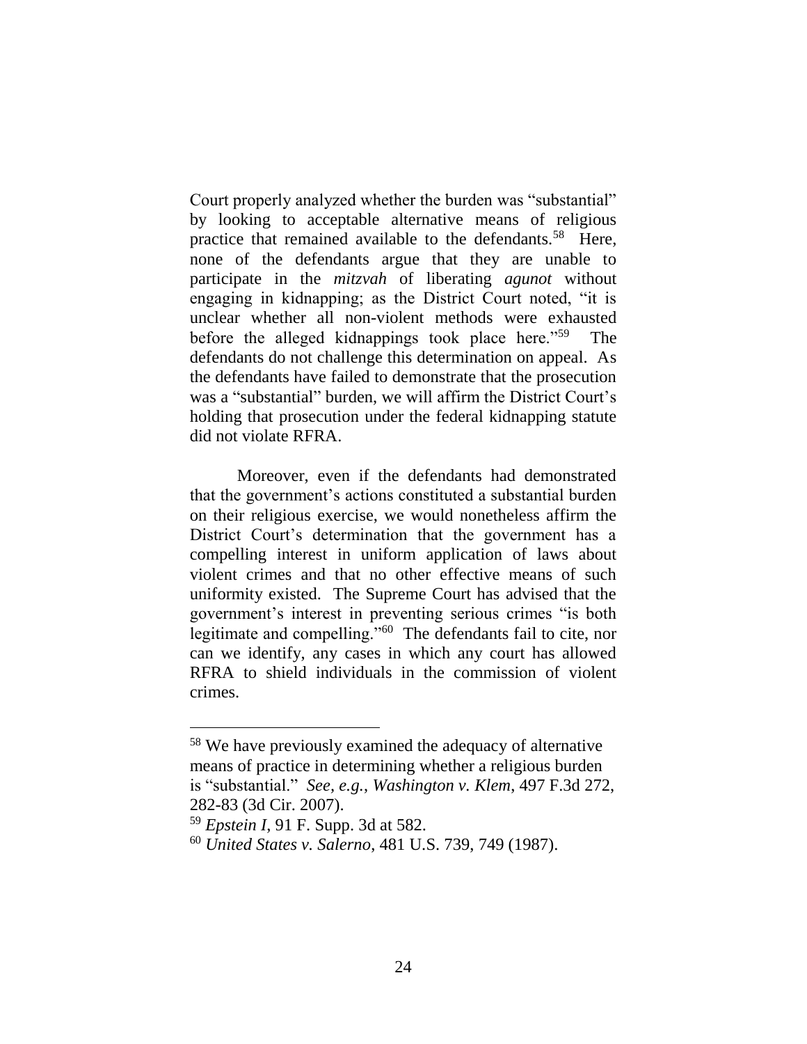Court properly analyzed whether the burden was "substantial" by looking to acceptable alternative means of religious practice that remained available to the defendants.[58] Here, none of the defendants argue that they are unable to participate in the *mitzvah* of liberating *agunot* without engaging in kidnapping; as the District Court noted, "it is unclear whether all non-violent methods were exhausted before the alleged kidnappings took place here."[59] The defendants do not challenge this determination on appeal. As the defendants have failed to demonstrate that the prosecution was a "substantial" burden, we will affirm the District Court's holding that prosecution under the federal kidnapping statute did not violate RFRA.

Moreover, even if the defendants had demonstrated that the government's actions constituted a substantial burden on their religious exercise, we would nonetheless affirm the District Court's determination that the government has a compelling interest in uniform application of laws about violent crimes and that no other effective means of such uniformity existed. The Supreme Court has advised that the government's interest in preventing serious crimes "is both legitimate and compelling."[60] The defendants fail to cite, nor can we identify, any cases in which any court has allowed RFRA to shield individuals in the commission of violent crimes.

---

[58] We have previously examined the adequacy of alternative means of practice in determining whether a religious burden is "substantial." *See, e.g.*, *Washington v. Klem*, 497 F.3d 272, 282-83 (3d Cir. 2007).

[59] *Epstein I*, 91 F. Supp. 3d at 582.

[60] *United States v. Salerno*, 481 U.S. 739, 749 (1987).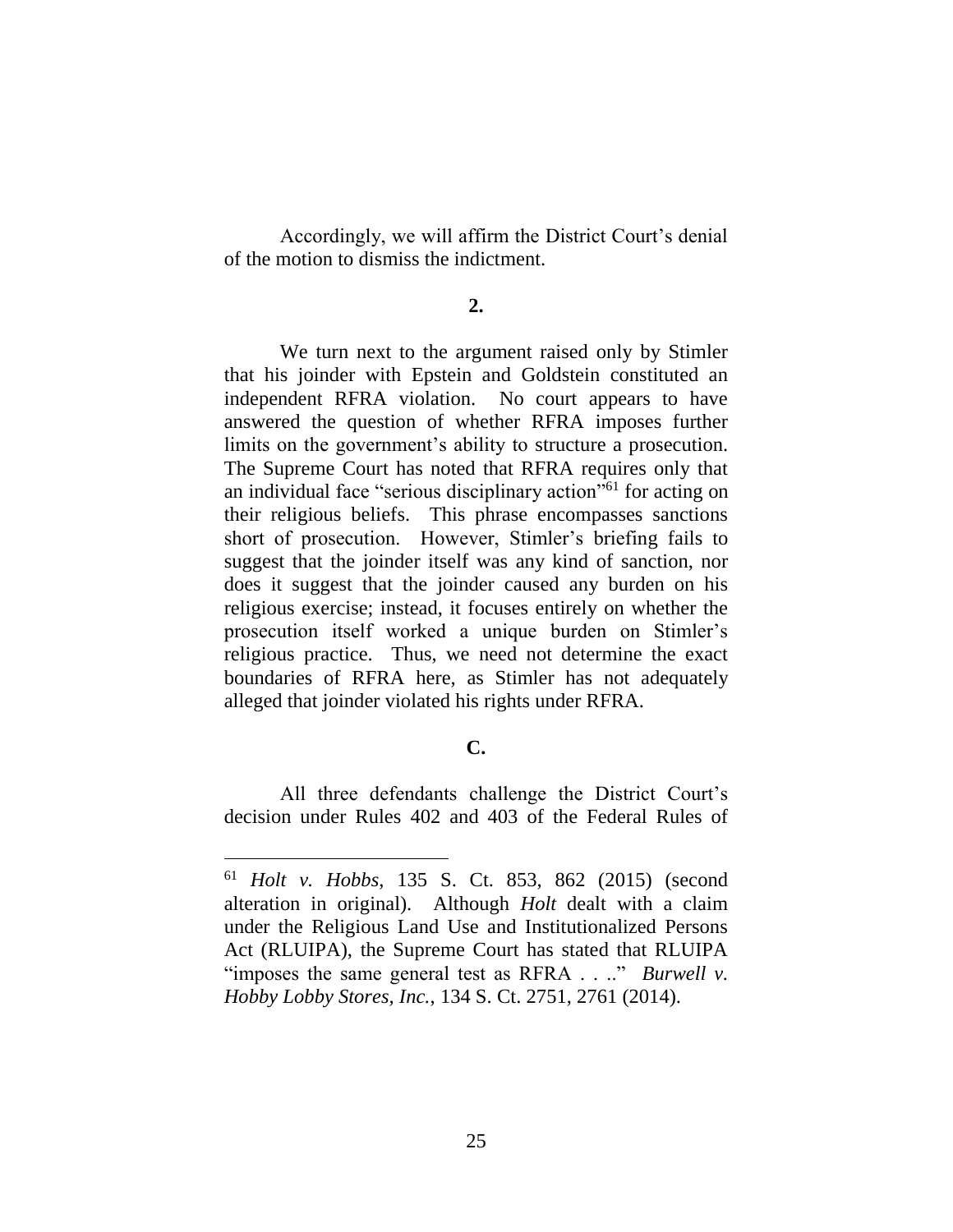Accordingly, we will affirm the District Court's denial of the motion to dismiss the indictment.

**2.**

We turn next to the argument raised only by Stimler that his joinder with Epstein and Goldstein constituted an independent RFRA violation. No court appears to have answered the question of whether RFRA imposes further limits on the government's ability to structure a prosecution. The Supreme Court has noted that RFRA requires only that an individual face "serious disciplinary action"[61] for acting on their religious beliefs. This phrase encompasses sanctions short of prosecution. However, Stimler's briefing fails to suggest that the joinder itself was any kind of sanction, nor does it suggest that the joinder caused any burden on his religious exercise; instead, it focuses entirely on whether the prosecution itself worked a unique burden on Stimler's religious practice. Thus, we need not determine the exact boundaries of RFRA here, as Stimler has not adequately alleged that joinder violated his rights under RFRA.

**C.**

All three defendants challenge the District Court's decision under Rules 402 and 403 of the Federal Rules of

---

[61] *Holt v. Hobbs*, 135 S. Ct. 853, 862 (2015) (second alteration in original). Although *Holt* dealt with a claim under the Religious Land Use and Institutionalized Persons Act (RLUIPA), the Supreme Court has stated that RLUIPA "imposes the same general test as RFRA . . .." *Burwell v. Hobby Lobby Stores, Inc.*, 134 S. Ct. 2751, 2761 (2014).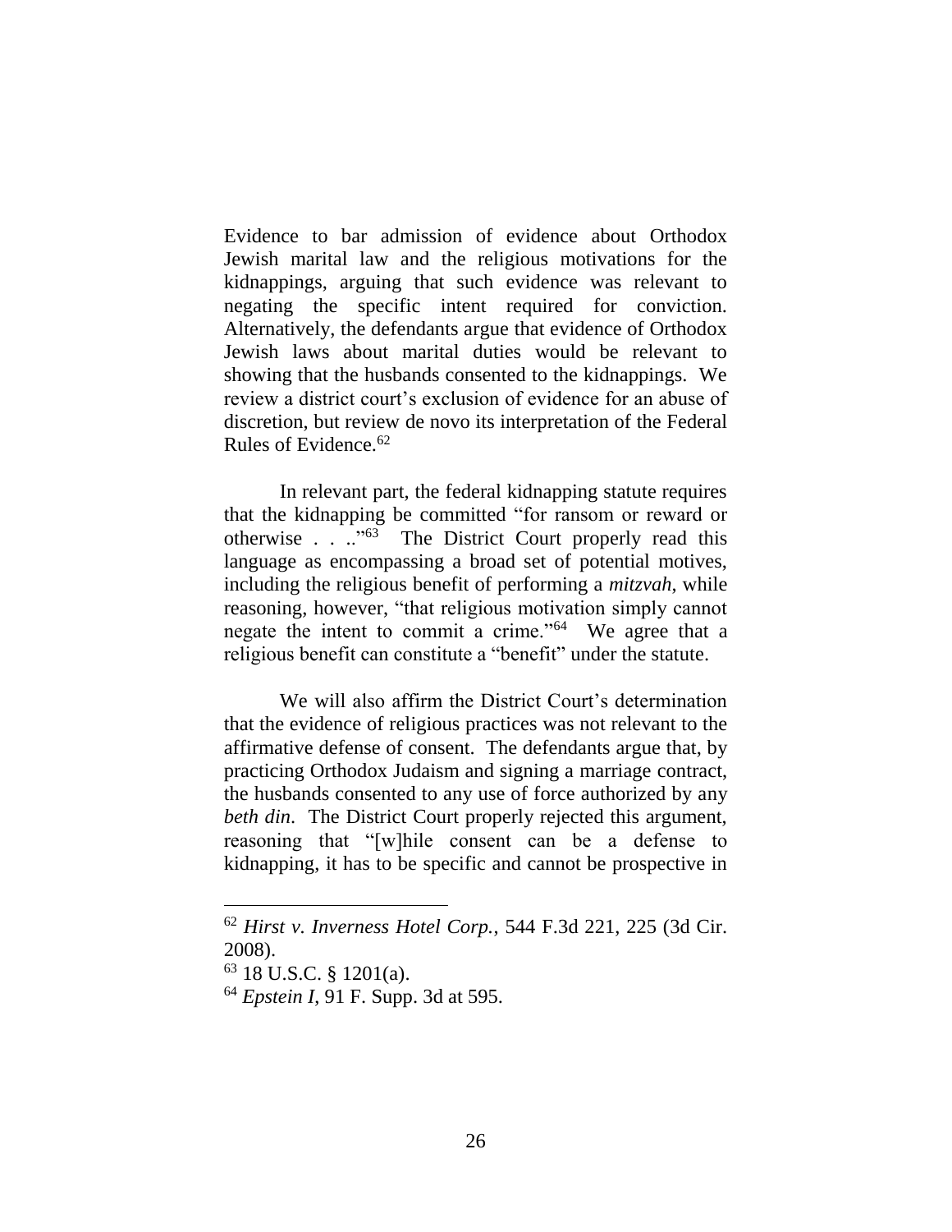Evidence to bar admission of evidence about Orthodox Jewish marital law and the religious motivations for the kidnappings, arguing that such evidence was relevant to negating the specific intent required for conviction. Alternatively, the defendants argue that evidence of Orthodox Jewish laws about marital duties would be relevant to showing that the husbands consented to the kidnappings. We review a district court's exclusion of evidence for an abuse of discretion, but review de novo its interpretation of the Federal Rules of Evidence.[62]

In relevant part, the federal kidnapping statute requires that the kidnapping be committed "for ransom or reward or otherwise . . ..".[63] The District Court properly read this language as encompassing a broad set of potential motives, including the religious benefit of performing a *mitzvah,* while reasoning, however, "that religious motivation simply cannot negate the intent to commit a crime."[64] We agree that a religious benefit can constitute a "benefit" under the statute.

We will also affirm the District Court's determination that the evidence of religious practices was not relevant to the affirmative defense of consent. The defendants argue that, by practicing Orthodox Judaism and signing a marriage contract, the husbands consented to any use of force authorized by any *beth din*. The District Court properly rejected this argument, reasoning that "[w]hile consent can be a defense to kidnapping, it has to be specific and cannot be prospective in

---

[62] *Hirst v. Inverness Hotel Corp.*, 544 F.3d 221, 225 (3d Cir. 2008).

[63] 18 U.S.C. § 1201(a).

[64] *Epstein I*, 91 F. Supp. 3d at 595.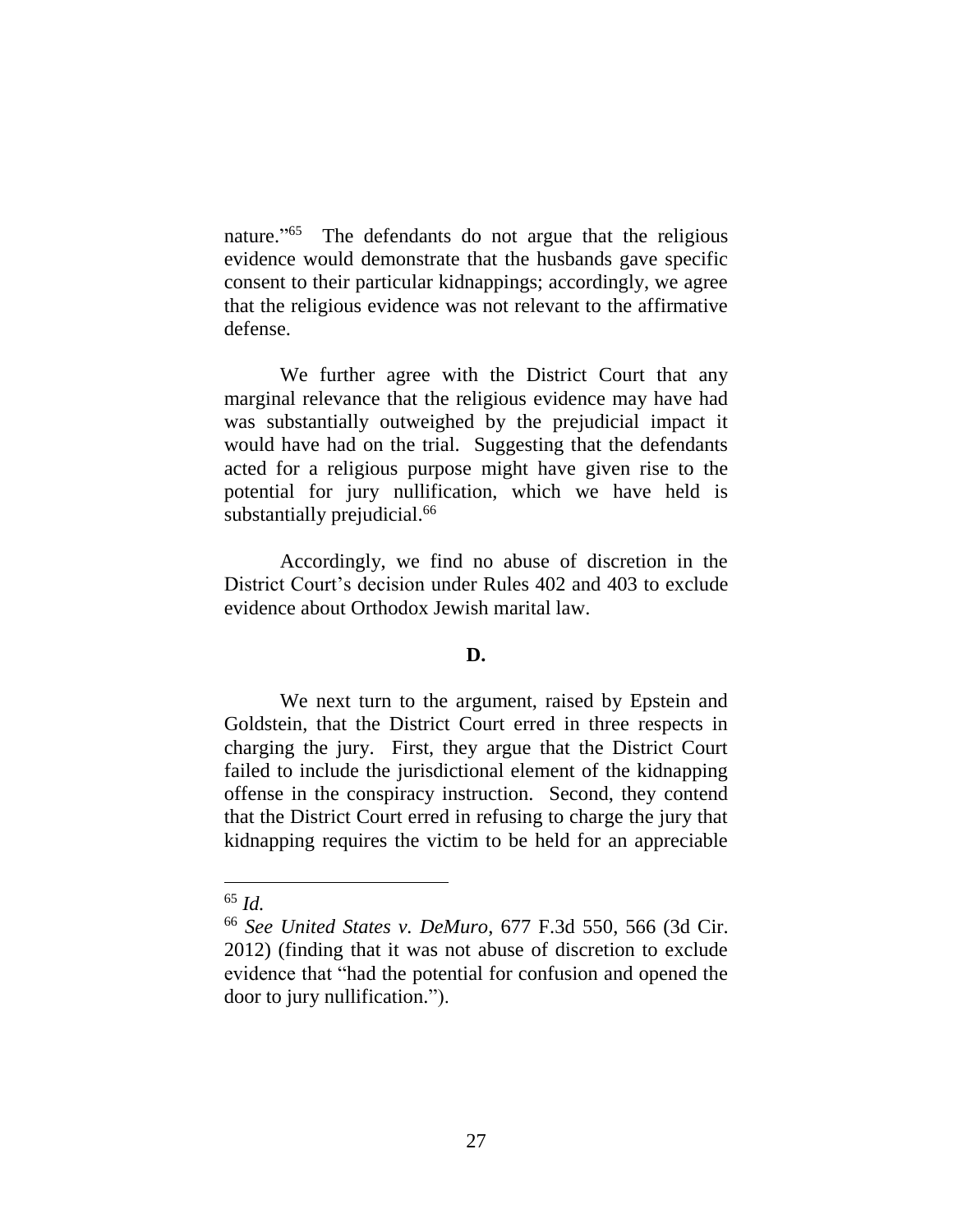nature."[65] The defendants do not argue that the religious evidence would demonstrate that the husbands gave specific consent to their particular kidnappings; accordingly, we agree that the religious evidence was not relevant to the affirmative defense.

We further agree with the District Court that any marginal relevance that the religious evidence may have had was substantially outweighed by the prejudicial impact it would have had on the trial. Suggesting that the defendants acted for a religious purpose might have given rise to the potential for jury nullification, which we have held is substantially prejudicial.[66]

Accordingly, we find no abuse of discretion in the District Court's decision under Rules 402 and 403 to exclude evidence about Orthodox Jewish marital law.

### D.

We next turn to the argument, raised by Epstein and Goldstein, that the District Court erred in three respects in charging the jury. First, they argue that the District Court failed to include the jurisdictional element of the kidnapping offense in the conspiracy instruction. Second, they contend that the District Court erred in refusing to charge the jury that kidnapping requires the victim to be held for an appreciable

---

[65] *Id.*

[66] *See United States v. DeMuro*, 677 F.3d 550, 566 (3d Cir. 2012) (finding that it was not abuse of discretion to exclude evidence that "had the potential for confusion and opened the door to jury nullification.").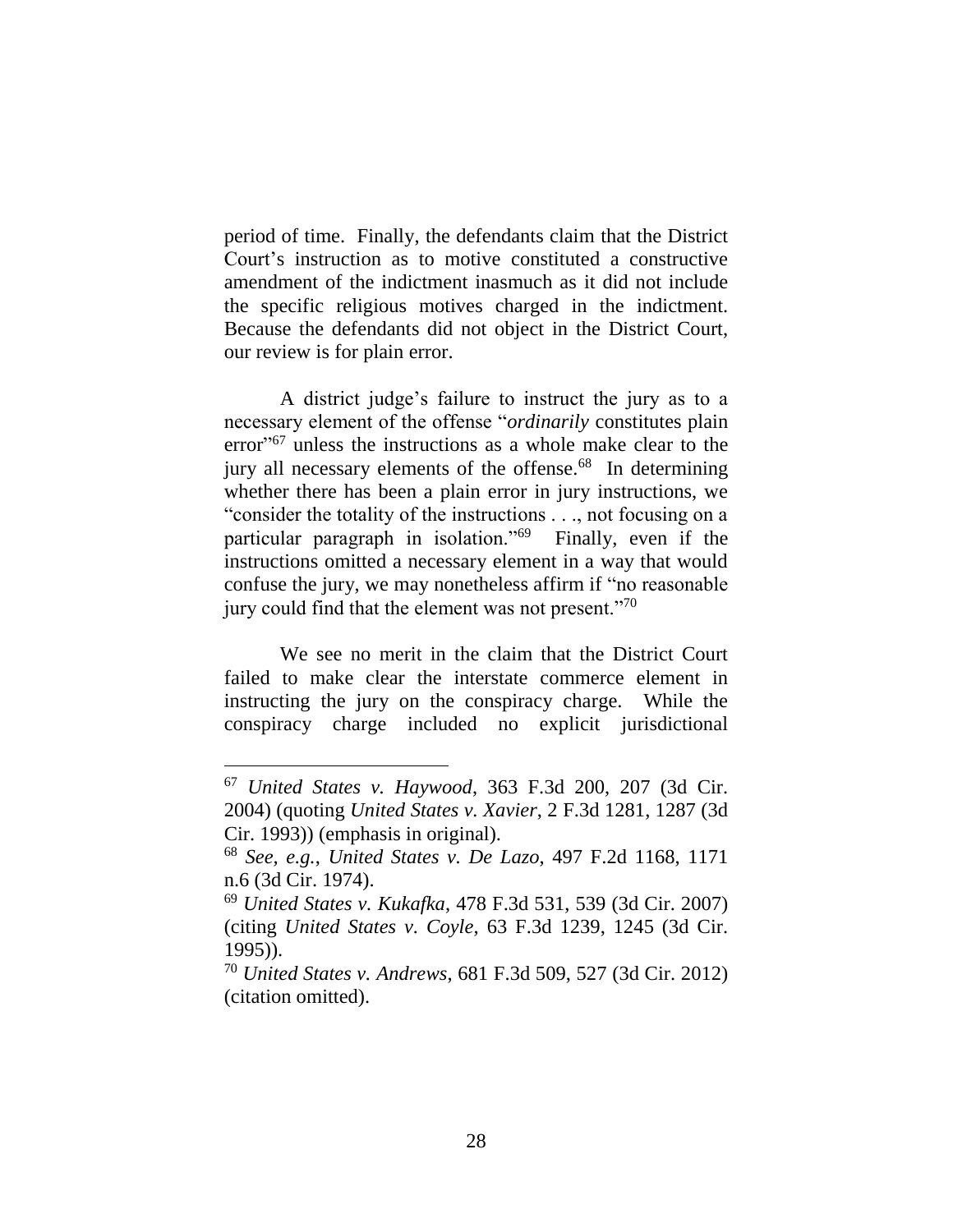period of time. Finally, the defendants claim that the District Court's instruction as to motive constituted a constructive amendment of the indictment inasmuch as it did not include the specific religious motives charged in the indictment. Because the defendants did not object in the District Court, our review is for plain error.

A district judge's failure to instruct the jury as to a necessary element of the offense "*ordinarily* constitutes plain error"[67] unless the instructions as a whole make clear to the jury all necessary elements of the offense.[68] In determining whether there has been a plain error in jury instructions, we "consider the totality of the instructions . . ., not focusing on a particular paragraph in isolation."[69] Finally, even if the instructions omitted a necessary element in a way that would confuse the jury, we may nonetheless affirm if "no reasonable jury could find that the element was not present."[70]

We see no merit in the claim that the District Court failed to make clear the interstate commerce element in instructing the jury on the conspiracy charge. While the conspiracy charge included no explicit jurisdictional

---

[67] *United States v. Haywood*, 363 F.3d 200, 207 (3d Cir. 2004) (quoting *United States v. Xavier*, 2 F.3d 1281, 1287 (3d Cir. 1993)) (emphasis in original).

[68] *See, e.g.*, *United States v. De Lazo*, 497 F.2d 1168, 1171 n.6 (3d Cir. 1974).

[69] *United States v. Kukafka*, 478 F.3d 531, 539 (3d Cir. 2007) (citing *United States v. Coyle*, 63 F.3d 1239, 1245 (3d Cir. 1995)).

[70] *United States v. Andrews*, 681 F.3d 509, 527 (3d Cir. 2012) (citation omitted).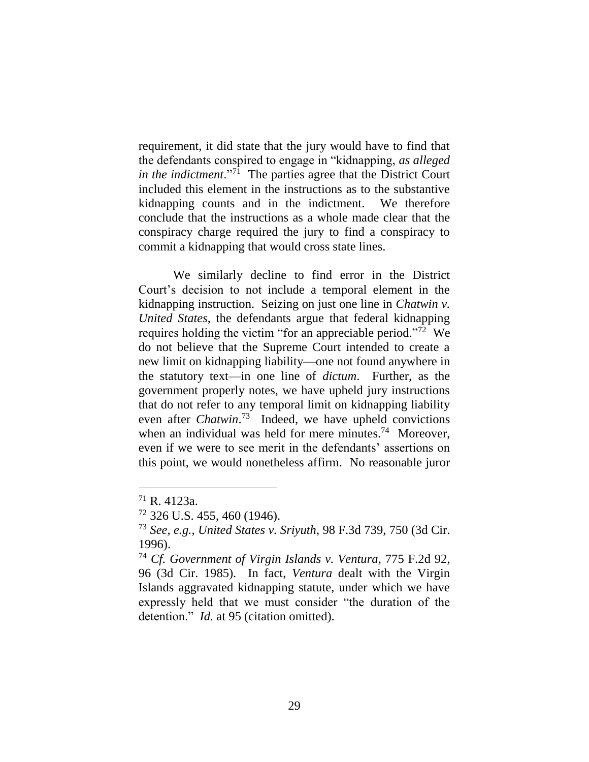requirement, it did state that the jury would have to find that the defendants conspired to engage in "kidnapping, *as alleged in the indictment*."[71] The parties agree that the District Court included this element in the instructions as to the substantive kidnapping counts and in the indictment. We therefore conclude that the instructions as a whole made clear that the conspiracy charge required the jury to find a conspiracy to commit a kidnapping that would cross state lines.

We similarly decline to find error in the District Court's decision to not include a temporal element in the kidnapping instruction. Seizing on just one line in *Chatwin v. United States*, the defendants argue that federal kidnapping requires holding the victim "for an appreciable period."[72] We do not believe that the Supreme Court intended to create a new limit on kidnapping liability—one not found anywhere in the statutory text—in one line of *dictum*. Further, as the government properly notes, we have upheld jury instructions that do not refer to any temporal limit on kidnapping liability even after *Chatwin*.[73] Indeed, we have upheld convictions when an individual was held for mere minutes.[74] Moreover, even if we were to see merit in the defendants' assertions on this point, we would nonetheless affirm. No reasonable juror

---

[71] R. 4123a.

[72] 326 U.S. 455, 460 (1946).

[73] *See, e.g.*, *United States v. Sriyuth*, 98 F.3d 739, 750 (3d Cir. 1996).

[74] *Cf. Government of Virgin Islands v. Ventura*, 775 F.2d 92, 96 (3d Cir. 1985). In fact, *Ventura* dealt with the Virgin Islands aggravated kidnapping statute, under which we have expressly held that we must consider "the duration of the detention." *Id.* at 95 (citation omitted).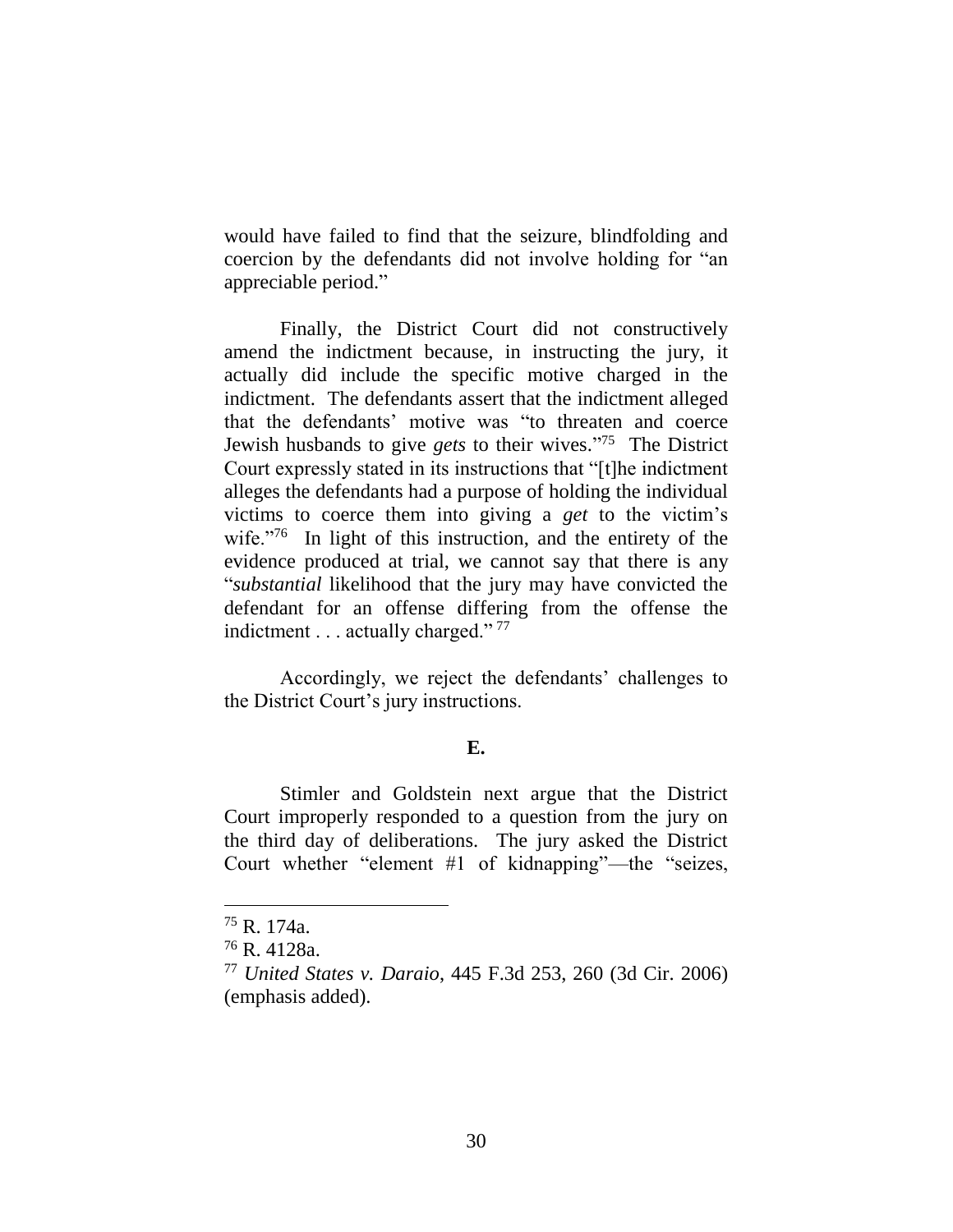would have failed to find that the seizure, blindfolding and coercion by the defendants did not involve holding for "an appreciable period."

Finally, the District Court did not constructively amend the indictment because, in instructing the jury, it actually did include the specific motive charged in the indictment. The defendants assert that the indictment alleged that the defendants' motive was "to threaten and coerce Jewish husbands to give *gets* to their wives."[75] The District Court expressly stated in its instructions that "[t]he indictment alleges the defendants had a purpose of holding the individual victims to coerce them into giving a *get* to the victim's wife."[76] In light of this instruction, and the entirety of the evidence produced at trial, we cannot say that there is any "*substantial* likelihood that the jury may have convicted the defendant for an offense differing from the offense the indictment . . . actually charged." [77]

Accordingly, we reject the defendants' challenges to the District Court's jury instructions.

**E.**

Stimler and Goldstein next argue that the District Court improperly responded to a question from the jury on the third day of deliberations. The jury asked the District Court whether "element #1 of kidnapping"—the "seizes,

---

[75] R. 174a.

[76] R. 4128a.

[77] *United States v. Daraio*, 445 F.3d 253, 260 (3d Cir. 2006) (emphasis added).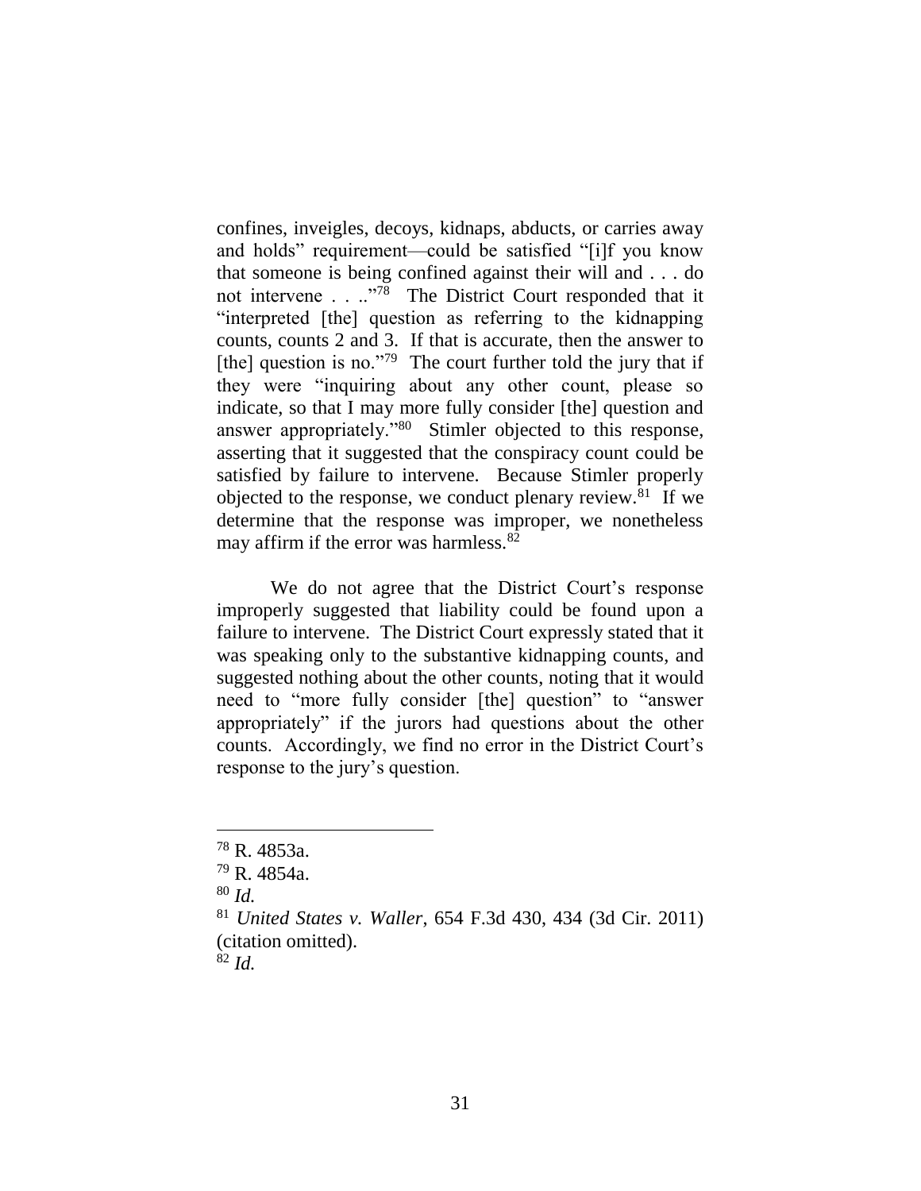confines, inveigles, decoys, kidnaps, abducts, or carries away and holds" requirement—could be satisfied "[i]f you know that someone is being confined against their will and . . . do not intervene . . .."[78] The District Court responded that it "interpreted [the] question as referring to the kidnapping counts, counts 2 and 3. If that is accurate, then the answer to [the] question is no."[79] The court further told the jury that if they were "inquiring about any other count, please so indicate, so that I may more fully consider [the] question and answer appropriately."[80] Stimler objected to this response, asserting that it suggested that the conspiracy count could be satisfied by failure to intervene. Because Stimler properly objected to the response, we conduct plenary review.[81] If we determine that the response was improper, we nonetheless may affirm if the error was harmless.[82]

We do not agree that the District Court's response improperly suggested that liability could be found upon a failure to intervene. The District Court expressly stated that it was speaking only to the substantive kidnapping counts, and suggested nothing about the other counts, noting that it would need to "more fully consider [the] question" to "answer appropriately" if the jurors had questions about the other counts. Accordingly, we find no error in the District Court's response to the jury's question.

---

[78] R. 4853a.

[79] R. 4854a.

[80] *Id.*

[81] *United States v. Waller*, 654 F.3d 430, 434 (3d Cir. 2011) (citation omitted).

[82] *Id.*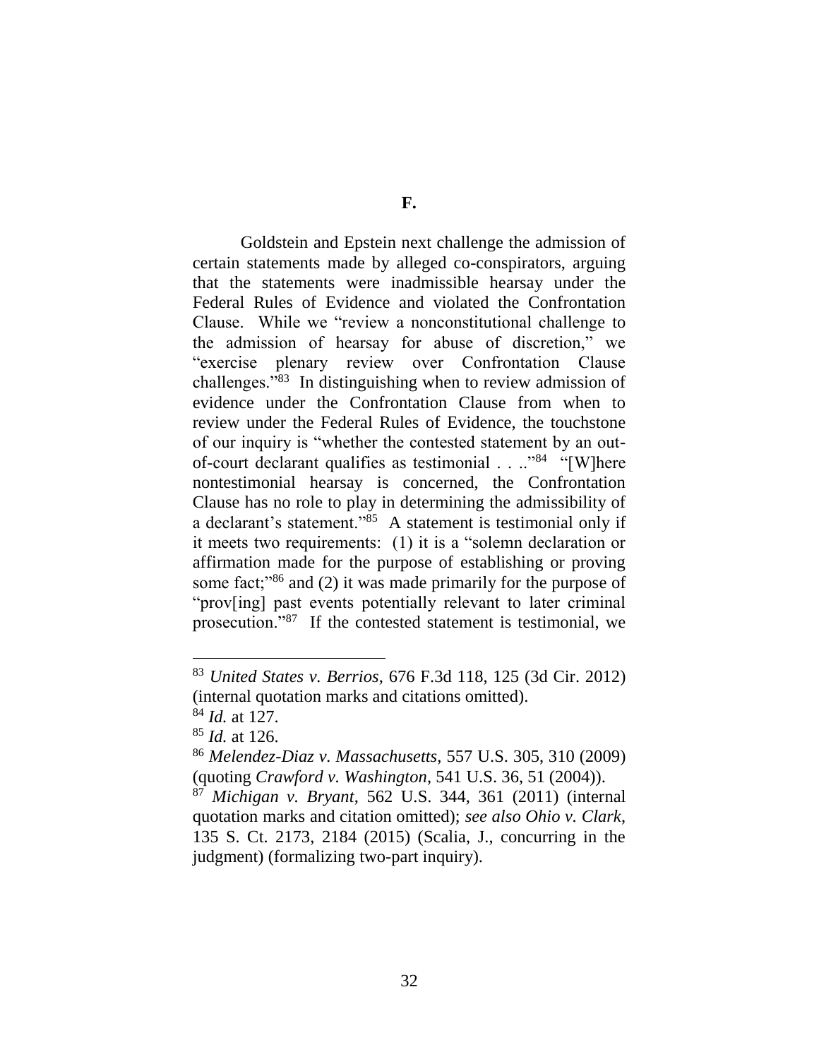### F.

Goldstein and Epstein next challenge the admission of certain statements made by alleged co-conspirators, arguing that the statements were inadmissible hearsay under the Federal Rules of Evidence and violated the Confrontation Clause. While we "review a nonconstitutional challenge to the admission of hearsay for abuse of discretion," we "exercise plenary review over Confrontation Clause challenges."[83] In distinguishing when to review admission of evidence under the Confrontation Clause from when to review under the Federal Rules of Evidence, the touchstone of our inquiry is "whether the contested statement by an out-of-court declarant qualifies as testimonial . . .."[84] "[W]here nontestimonial hearsay is concerned, the Confrontation Clause has no role to play in determining the admissibility of a declarant's statement."[85] A statement is testimonial only if it meets two requirements: (1) it is a "solemn declaration or affirmation made for the purpose of establishing or proving some fact;"[86] and (2) it was made primarily for the purpose of "prov[ing] past events potentially relevant to later criminal prosecution."[87] If the contested statement is testimonial, we

---

[83] *United States v. Berrios*, 676 F.3d 118, 125 (3d Cir. 2012) (internal quotation marks and citations omitted).

[84] *Id.* at 127.

[85] *Id.* at 126.

[86] *Melendez-Diaz v. Massachusetts*, 557 U.S. 305, 310 (2009) (quoting *Crawford v. Washington*, 541 U.S. 36, 51 (2004)).

[87] *Michigan v. Bryant*, 562 U.S. 344, 361 (2011) (internal quotation marks and citation omitted); *see also Ohio v. Clark*, 135 S. Ct. 2173, 2184 (2015) (Scalia, J., concurring in the judgment) (formalizing two-part inquiry).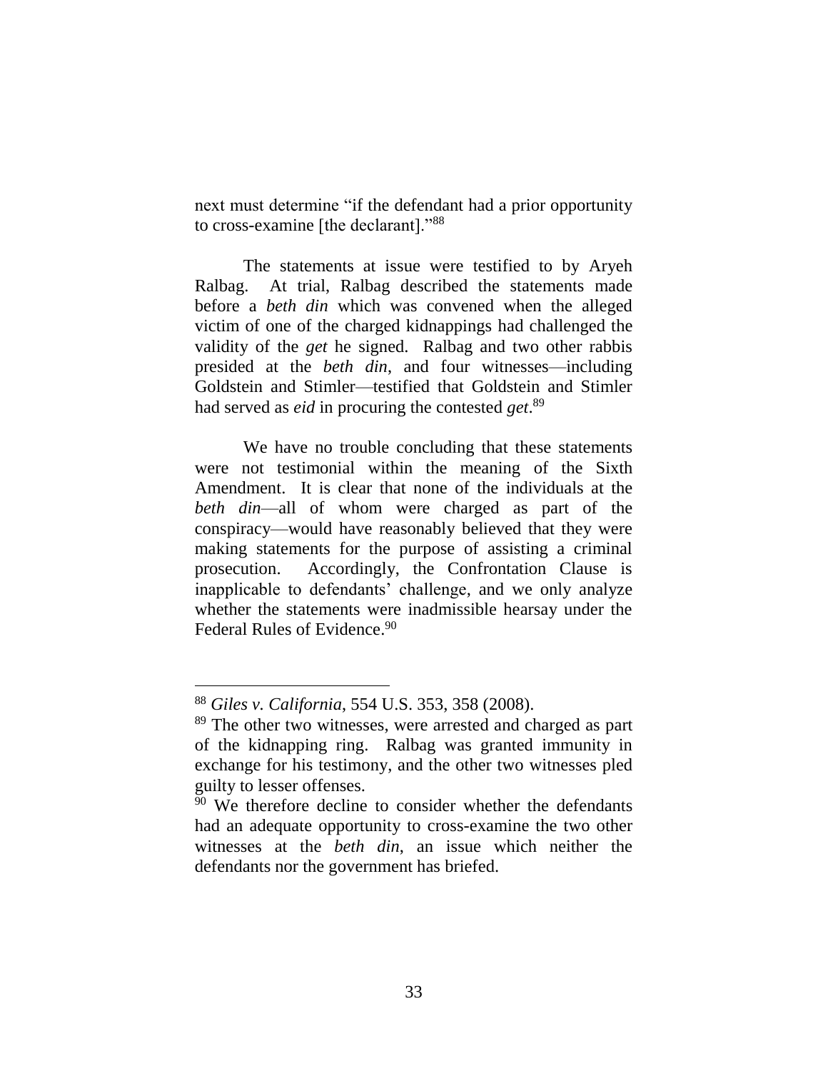next must determine "if the defendant had a prior opportunity to cross-examine [the declarant]."[88]

The statements at issue were testified to by Aryeh Ralbag. At trial, Ralbag described the statements made before a *beth din* which was convened when the alleged victim of one of the charged kidnappings had challenged the validity of the *get* he signed. Ralbag and two other rabbis presided at the *beth din*, and four witnesses—including Goldstein and Stimler—testified that Goldstein and Stimler had served as *eid* in procuring the contested *get*.[89]

We have no trouble concluding that these statements were not testimonial within the meaning of the Sixth Amendment. It is clear that none of the individuals at the *beth din*—all of whom were charged as part of the conspiracy—would have reasonably believed that they were making statements for the purpose of assisting a criminal prosecution. Accordingly, the Confrontation Clause is inapplicable to defendants' challenge, and we only analyze whether the statements were inadmissible hearsay under the Federal Rules of Evidence.[90]

---

[88] *Giles v. California*, 554 U.S. 353, 358 (2008).

[89] The other two witnesses, were arrested and charged as part of the kidnapping ring. Ralbag was granted immunity in exchange for his testimony, and the other two witnesses pled guilty to lesser offenses.

[90] We therefore decline to consider whether the defendants had an adequate opportunity to cross-examine the two other witnesses at the *beth din*, an issue which neither the defendants nor the government has briefed.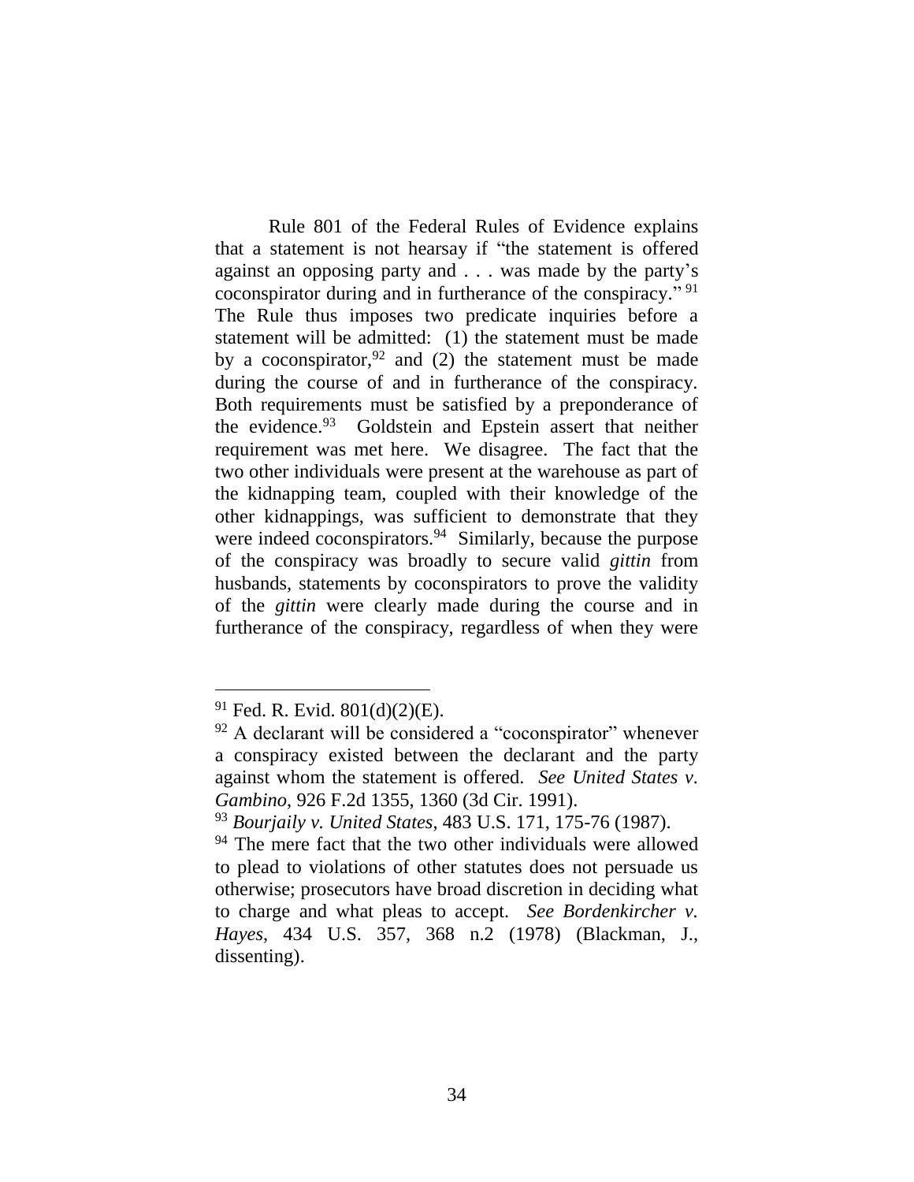Rule 801 of the Federal Rules of Evidence explains that a statement is not hearsay if "the statement is offered against an opposing party and . . . was made by the party's coconspirator during and in furtherance of the conspiracy." [91] The Rule thus imposes two predicate inquiries before a statement will be admitted: (1) the statement must be made by a coconspirator,[92] and (2) the statement must be made during the course of and in furtherance of the conspiracy. Both requirements must be satisfied by a preponderance of the evidence.[93] Goldstein and Epstein assert that neither requirement was met here. We disagree. The fact that the two other individuals were present at the warehouse as part of the kidnapping team, coupled with their knowledge of the other kidnappings, was sufficient to demonstrate that they were indeed coconspirators.[94] Similarly, because the purpose of the conspiracy was broadly to secure valid *gittin* from husbands, statements by coconspirators to prove the validity of the *gittin* were clearly made during the course and in furtherance of the conspiracy, regardless of when they were

---

[91] Fed. R. Evid. 801(d)(2)(E).

[92] A declarant will be considered a "coconspirator" whenever a conspiracy existed between the declarant and the party against whom the statement is offered. *See United States v. Gambino*, 926 F.2d 1355, 1360 (3d Cir. 1991).

[93] *Bourjaily v. United States*, 483 U.S. 171, 175-76 (1987).

[94] The mere fact that the two other individuals were allowed to plead to violations of other statutes does not persuade us otherwise; prosecutors have broad discretion in deciding what to charge and what pleas to accept. *See Bordenkircher v. Hayes*, 434 U.S. 357, 368 n.2 (1978) (Blackman, J., dissenting).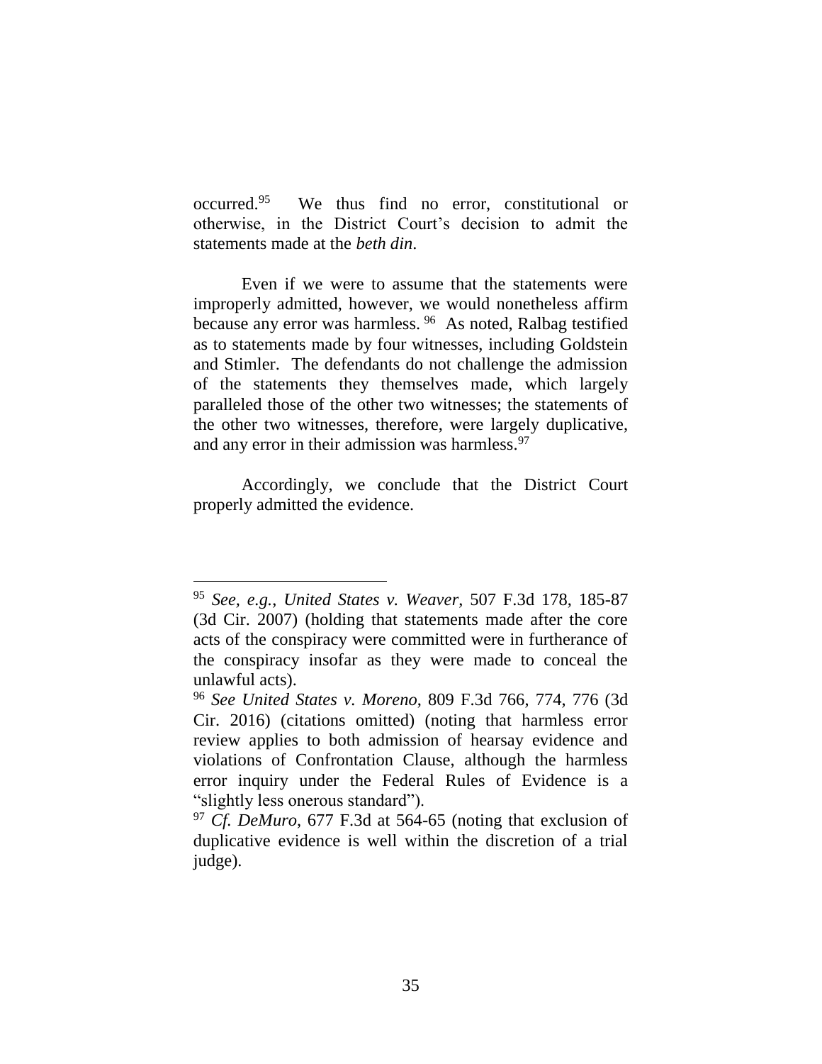occurred.[95] We thus find no error, constitutional or otherwise, in the District Court's decision to admit the statements made at the *beth din*.

Even if we were to assume that the statements were improperly admitted, however, we would nonetheless affirm because any error was harmless.[96] As noted, Ralbag testified as to statements made by four witnesses, including Goldstein and Stimler. The defendants do not challenge the admission of the statements they themselves made, which largely paralleled those of the other two witnesses; the statements of the other two witnesses, therefore, were largely duplicative, and any error in their admission was harmless.[97]

Accordingly, we conclude that the District Court properly admitted the evidence.

---

[95] *See, e.g.*, *United States v. Weaver*, 507 F.3d 178, 185-87 (3d Cir. 2007) (holding that statements made after the core acts of the conspiracy were committed were in furtherance of the conspiracy insofar as they were made to conceal the unlawful acts).

[96] *See United States v. Moreno*, 809 F.3d 766, 774, 776 (3d Cir. 2016) (citations omitted) (noting that harmless error review applies to both admission of hearsay evidence and violations of Confrontation Clause, although the harmless error inquiry under the Federal Rules of Evidence is a "slightly less onerous standard").

[97] *Cf. DeMuro*, 677 F.3d at 564-65 (noting that exclusion of duplicative evidence is well within the discretion of a trial judge).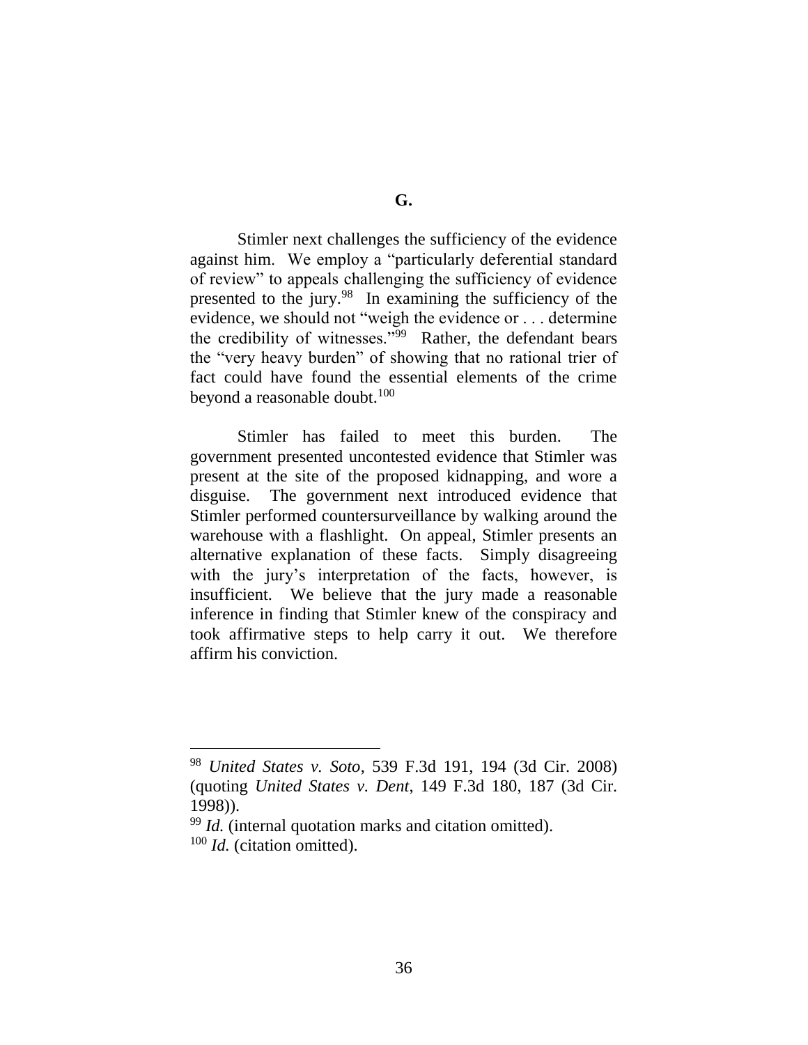## G.

Stimler next challenges the sufficiency of the evidence against him. We employ a "particularly deferential standard of review" to appeals challenging the sufficiency of evidence presented to the jury.[98] In examining the sufficiency of the evidence, we should not "weigh the evidence or . . . determine the credibility of witnesses."[99] Rather, the defendant bears the "very heavy burden" of showing that no rational trier of fact could have found the essential elements of the crime beyond a reasonable doubt.[100]

Stimler has failed to meet this burden. The government presented uncontested evidence that Stimler was present at the site of the proposed kidnapping, and wore a disguise. The government next introduced evidence that Stimler performed countersurveillance by walking around the warehouse with a flashlight. On appeal, Stimler presents an alternative explanation of these facts. Simply disagreeing with the jury's interpretation of the facts, however, is insufficient. We believe that the jury made a reasonable inference in finding that Stimler knew of the conspiracy and took affirmative steps to help carry it out. We therefore affirm his conviction.

---

[98] *United States v. Soto*, 539 F.3d 191, 194 (3d Cir. 2008) (quoting *United States v. Dent*, 149 F.3d 180, 187 (3d Cir. 1998)).

[99] *Id.* (internal quotation marks and citation omitted).

[100] *Id.* (citation omitted).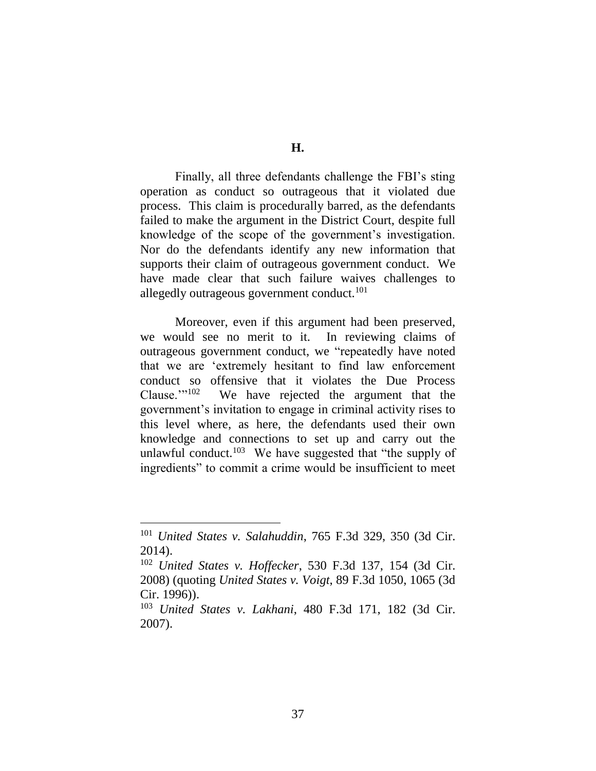### H.

Finally, all three defendants challenge the FBI's sting operation as conduct so outrageous that it violated due process. This claim is procedurally barred, as the defendants failed to make the argument in the District Court, despite full knowledge of the scope of the government's investigation. Nor do the defendants identify any new information that supports their claim of outrageous government conduct. We have made clear that such failure waives challenges to allegedly outrageous government conduct.[101]

Moreover, even if this argument had been preserved, we would see no merit to it. In reviewing claims of outrageous government conduct, we "repeatedly have noted that we are 'extremely hesitant to find law enforcement conduct so offensive that it violates the Due Process Clause.'"[102] We have rejected the argument that the government's invitation to engage in criminal activity rises to this level where, as here, the defendants used their own knowledge and connections to set up and carry out the unlawful conduct.[103] We have suggested that "the supply of ingredients" to commit a crime would be insufficient to meet

---

[101] *United States v. Salahuddin*, 765 F.3d 329, 350 (3d Cir. 2014).

[102] *United States v. Hoffecker*, 530 F.3d 137, 154 (3d Cir. 2008) (quoting *United States v. Voigt*, 89 F.3d 1050, 1065 (3d Cir. 1996)).

[103] *United States v. Lakhani*, 480 F.3d 171, 182 (3d Cir. 2007).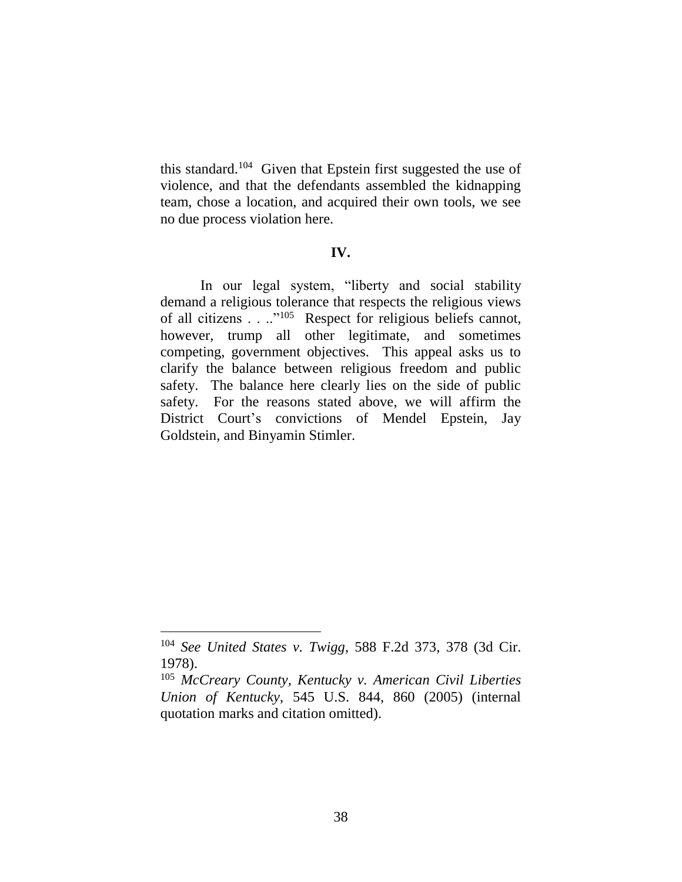this standard.[104] Given that Epstein first suggested the use of violence, and that the defendants assembled the kidnapping team, chose a location, and acquired their own tools, we see no due process violation here.

## IV.

In our legal system, "liberty and social stability demand a religious tolerance that respects the religious views of all citizens . . .."[105] Respect for religious beliefs cannot, however, trump all other legitimate, and sometimes competing, government objectives. This appeal asks us to clarify the balance between religious freedom and public safety. The balance here clearly lies on the side of public safety. For the reasons stated above, we will affirm the District Court's convictions of Mendel Epstein, Jay Goldstein, and Binyamin Stimler.

---

[104] *See United States v. Twigg*, 588 F.2d 373, 378 (3d Cir. 1978).

[105] *McCreary County, Kentucky v. American Civil Liberties Union of Kentucky*, 545 U.S. 844, 860 (2005) (internal quotation marks and citation omitted).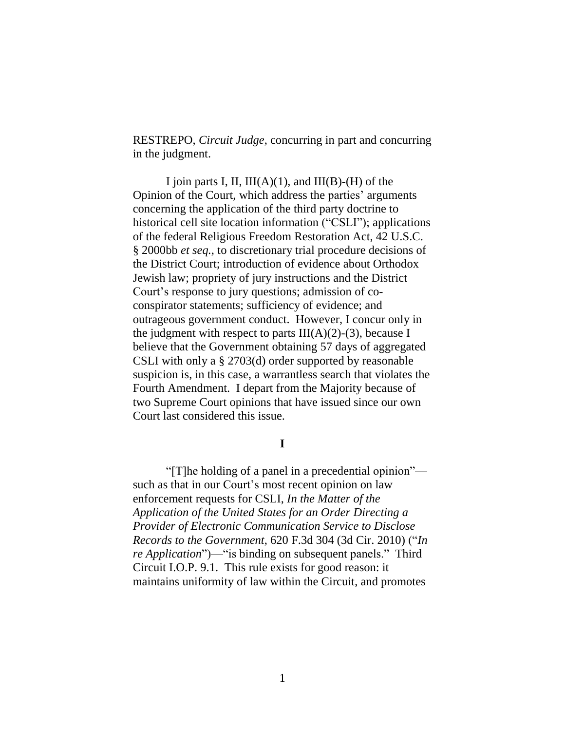RESTREPO, *Circuit Judge*, concurring in part and concurring in the judgment.

I join parts I, II, III(A)(1), and III(B)-(H) of the Opinion of the Court, which address the parties' arguments concerning the application of the third party doctrine to historical cell site location information ("CSLI"); applications of the federal Religious Freedom Restoration Act, 42 U.S.C. § 2000bb *et seq.*, to discretionary trial procedure decisions of the District Court; introduction of evidence about Orthodox Jewish law; propriety of jury instructions and the District Court's response to jury questions; admission of co-conspirator statements; sufficiency of evidence; and outrageous government conduct. However, I concur only in the judgment with respect to parts III(A)(2)-(3), because I believe that the Government obtaining 57 days of aggregated CSLI with only a § 2703(d) order supported by reasonable suspicion is, in this case, a warrantless search that violates the Fourth Amendment. I depart from the Majority because of two Supreme Court opinions that have issued since our own Court last considered this issue.

**I**

"[T]he holding of a panel in a precedential opinion"—such as that in our Court's most recent opinion on law enforcement requests for CSLI, *In the Matter of the Application of the United States for an Order Directing a Provider of Electronic Communication Service to Disclose Records to the Government*, 620 F.3d 304 (3d Cir. 2010) ("*In re Application*")—"is binding on subsequent panels." Third Circuit I.O.P. 9.1. This rule exists for good reason: it maintains uniformity of law within the Circuit, and promotes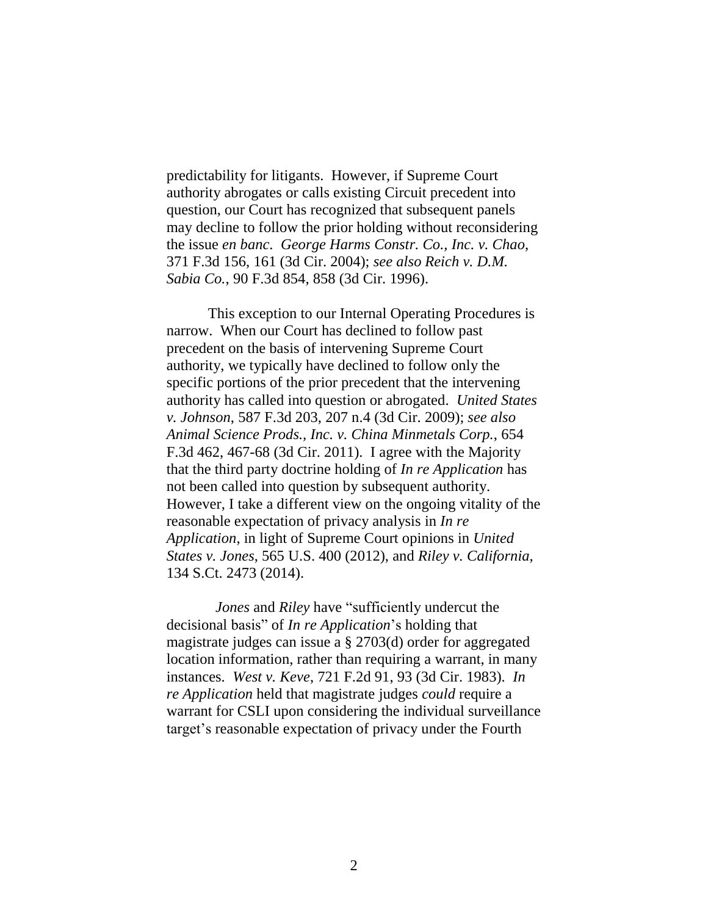predictability for litigants. However, if Supreme Court authority abrogates or calls existing Circuit precedent into question, our Court has recognized that subsequent panels may decline to follow the prior holding without reconsidering the issue *en banc*. *George Harms Constr. Co., Inc. v. Chao*, 371 F.3d 156, 161 (3d Cir. 2004); *see also Reich v. D.M. Sabia Co.*, 90 F.3d 854, 858 (3d Cir. 1996).

This exception to our Internal Operating Procedures is narrow. When our Court has declined to follow past precedent on the basis of intervening Supreme Court authority, we typically have declined to follow only the specific portions of the prior precedent that the intervening authority has called into question or abrogated. *United States v. Johnson*, 587 F.3d 203, 207 n.4 (3d Cir. 2009); *see also Animal Science Prods., Inc. v. China Minmetals Corp.*, 654 F.3d 462, 467-68 (3d Cir. 2011). I agree with the Majority that the third party doctrine holding of *In re Application* has not been called into question by subsequent authority. However, I take a different view on the ongoing vitality of the reasonable expectation of privacy analysis in *In re Application*, in light of Supreme Court opinions in *United States v. Jones*, 565 U.S. 400 (2012), and *Riley v. California*, 134 S.Ct. 2473 (2014).

*Jones* and *Riley* have "sufficiently undercut the decisional basis" of *In re Application*'s holding that magistrate judges can issue a § 2703(d) order for aggregated location information, rather than requiring a warrant, in many instances. *West v. Keve*, 721 F.2d 91, 93 (3d Cir. 1983). *In re Application* held that magistrate judges *could* require a warrant for CSLI upon considering the individual surveillance target's reasonable expectation of privacy under the Fourth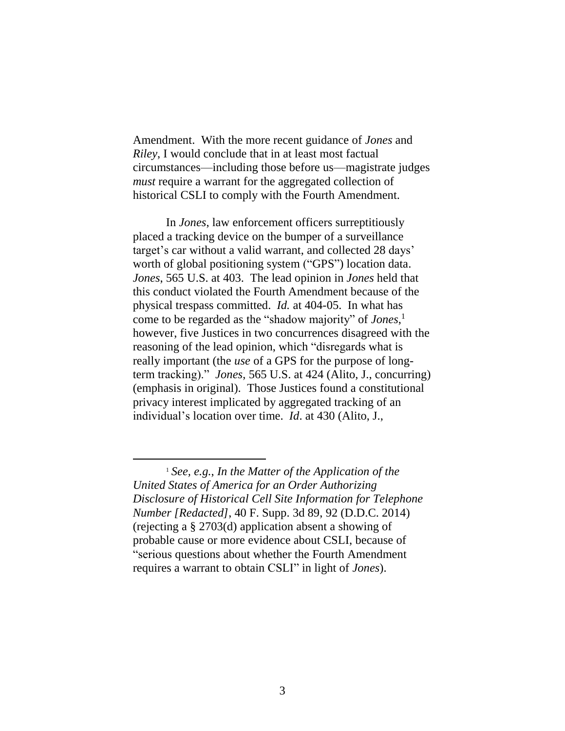Amendment. With the more recent guidance of *Jones* and *Riley*, I would conclude that in at least most factual circumstances—including those before us—magistrate judges *must* require a warrant for the aggregated collection of historical CSLI to comply with the Fourth Amendment.

In *Jones*, law enforcement officers surreptitiously placed a tracking device on the bumper of a surveillance target's car without a valid warrant, and collected 28 days' worth of global positioning system ("GPS") location data. *Jones*, 565 U.S. at 403. The lead opinion in *Jones* held that this conduct violated the Fourth Amendment because of the physical trespass committed. *Id.* at 404-05. In what has come to be regarded as the "shadow majority" of *Jones*,[1] however, five Justices in two concurrences disagreed with the reasoning of the lead opinion, which "disregards what is really important (the *use* of a GPS for the purpose of long-term tracking)." *Jones*, 565 U.S. at 424 (Alito, J., concurring) (emphasis in original). Those Justices found a constitutional privacy interest implicated by aggregated tracking of an individual's location over time. *Id*. at 430 (Alito, J.,

---

[1] *See, e.g.*, *In the Matter of the Application of the United States of America for an Order Authorizing Disclosure of Historical Cell Site Information for Telephone Number [Redacted]*, 40 F. Supp. 3d 89, 92 (D.D.C. 2014) (rejecting a § 2703(d) application absent a showing of probable cause or more evidence about CSLI, because of "serious questions about whether the Fourth Amendment requires a warrant to obtain CSLI" in light of *Jones*).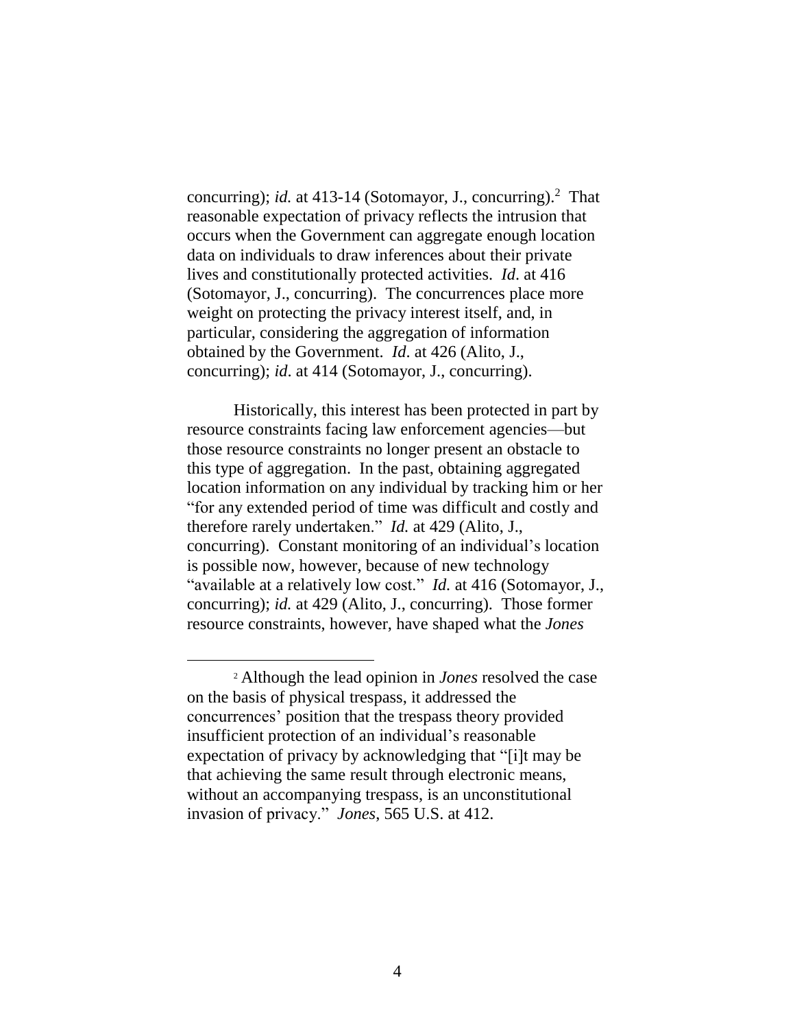concurring); *id.* at 413-14 (Sotomayor, J., concurring).[2] That reasonable expectation of privacy reflects the intrusion that occurs when the Government can aggregate enough location data on individuals to draw inferences about their private lives and constitutionally protected activities. *Id*. at 416 (Sotomayor, J., concurring). The concurrences place more weight on protecting the privacy interest itself, and, in particular, considering the aggregation of information obtained by the Government. *Id*. at 426 (Alito, J., concurring); *id*. at 414 (Sotomayor, J., concurring).

Historically, this interest has been protected in part by resource constraints facing law enforcement agencies—but those resource constraints no longer present an obstacle to this type of aggregation. In the past, obtaining aggregated location information on any individual by tracking him or her "for any extended period of time was difficult and costly and therefore rarely undertaken." *Id.* at 429 (Alito, J., concurring). Constant monitoring of an individual's location is possible now, however, because of new technology "available at a relatively low cost." *Id.* at 416 (Sotomayor, J., concurring); *id.* at 429 (Alito, J., concurring). Those former resource constraints, however, have shaped what the *Jones*

---

[2] Although the lead opinion in *Jones* resolved the case on the basis of physical trespass, it addressed the concurrences' position that the trespass theory provided insufficient protection of an individual's reasonable expectation of privacy by acknowledging that "[i]t may be that achieving the same result through electronic means, without an accompanying trespass, is an unconstitutional invasion of privacy." *Jones*, 565 U.S. at 412.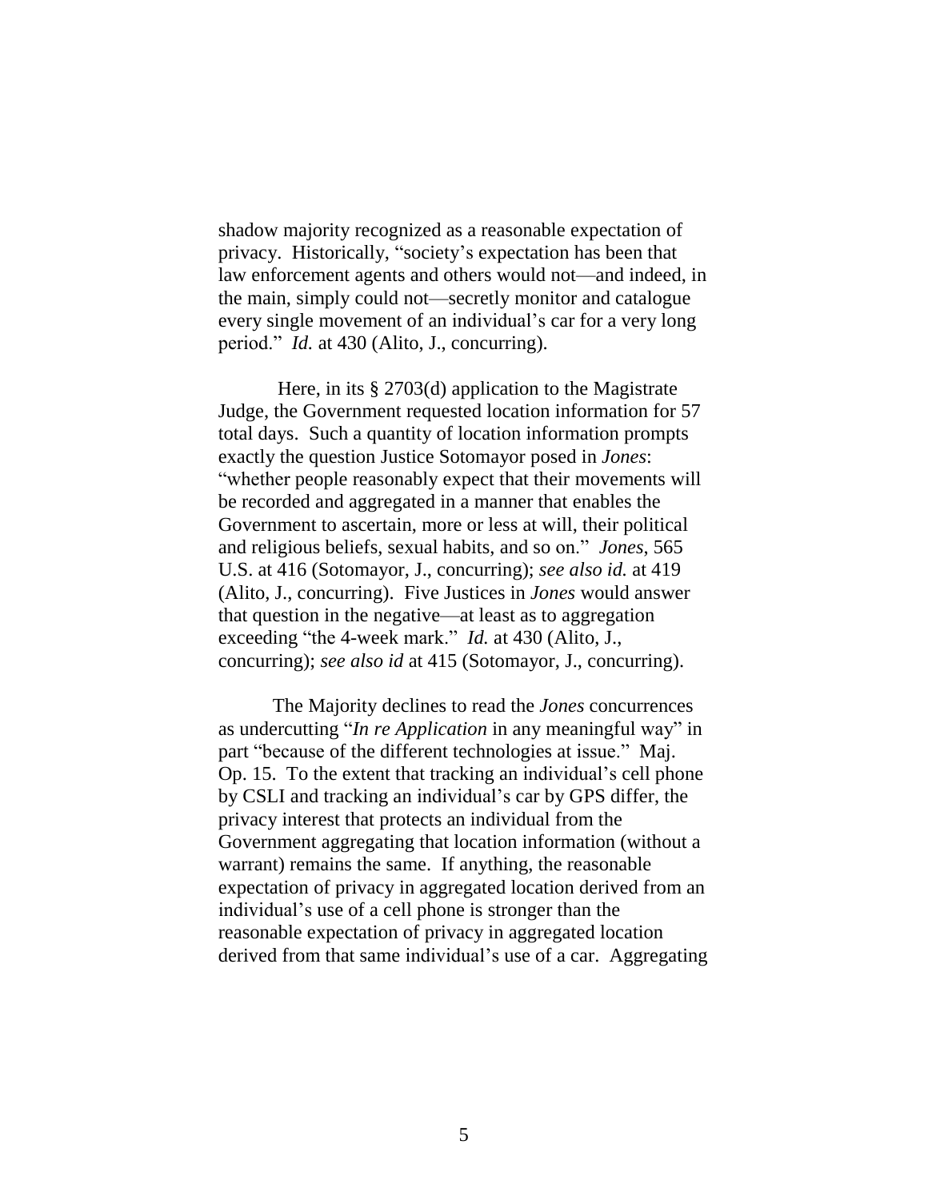shadow majority recognized as a reasonable expectation of privacy. Historically, "society's expectation has been that law enforcement agents and others would not—and indeed, in the main, simply could not—secretly monitor and catalogue every single movement of an individual's car for a very long period." *Id.* at 430 (Alito, J., concurring).

Here, in its § 2703(d) application to the Magistrate Judge, the Government requested location information for 57 total days. Such a quantity of location information prompts exactly the question Justice Sotomayor posed in *Jones*: "whether people reasonably expect that their movements will be recorded and aggregated in a manner that enables the Government to ascertain, more or less at will, their political and religious beliefs, sexual habits, and so on." *Jones*, 565 U.S. at 416 (Sotomayor, J., concurring); *see also id.* at 419 (Alito, J., concurring). Five Justices in *Jones* would answer that question in the negative—at least as to aggregation exceeding "the 4-week mark." *Id.* at 430 (Alito, J., concurring); *see also id* at 415 (Sotomayor, J., concurring).

The Majority declines to read the *Jones* concurrences as undercutting "*In re Application* in any meaningful way" in part "because of the different technologies at issue." Maj. Op. 15. To the extent that tracking an individual's cell phone by CSLI and tracking an individual's car by GPS differ, the privacy interest that protects an individual from the Government aggregating that location information (without a warrant) remains the same. If anything, the reasonable expectation of privacy in aggregated location derived from an individual's use of a cell phone is stronger than the reasonable expectation of privacy in aggregated location derived from that same individual's use of a car. Aggregating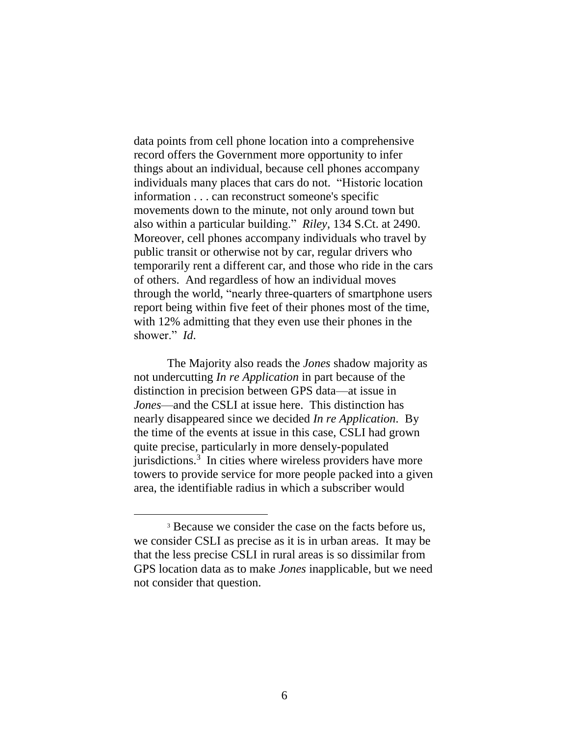data points from cell phone location into a comprehensive record offers the Government more opportunity to infer things about an individual, because cell phones accompany individuals many places that cars do not. "Historic location information . . . can reconstruct someone's specific movements down to the minute, not only around town but also within a particular building." *Riley*, 134 S.Ct. at 2490. Moreover, cell phones accompany individuals who travel by public transit or otherwise not by car, regular drivers who temporarily rent a different car, and those who ride in the cars of others. And regardless of how an individual moves through the world, "nearly three-quarters of smartphone users report being within five feet of their phones most of the time, with 12% admitting that they even use their phones in the shower." *Id*.

The Majority also reads the *Jones* shadow majority as not undercutting *In re Application* in part because of the distinction in precision between GPS data—at issue in *Jones*—and the CSLI at issue here. This distinction has nearly disappeared since we decided *In re Application*. By the time of the events at issue in this case, CSLI had grown quite precise, particularly in more densely-populated jurisdictions.[3] In cities where wireless providers have more towers to provide service for more people packed into a given area, the identifiable radius in which a subscriber would

[3] Because we consider the case on the facts before us, we consider CSLI as precise as it is in urban areas. It may be that the less precise CSLI in rural areas is so dissimilar from GPS location data as to make *Jones* inapplicable, but we need not consider that question.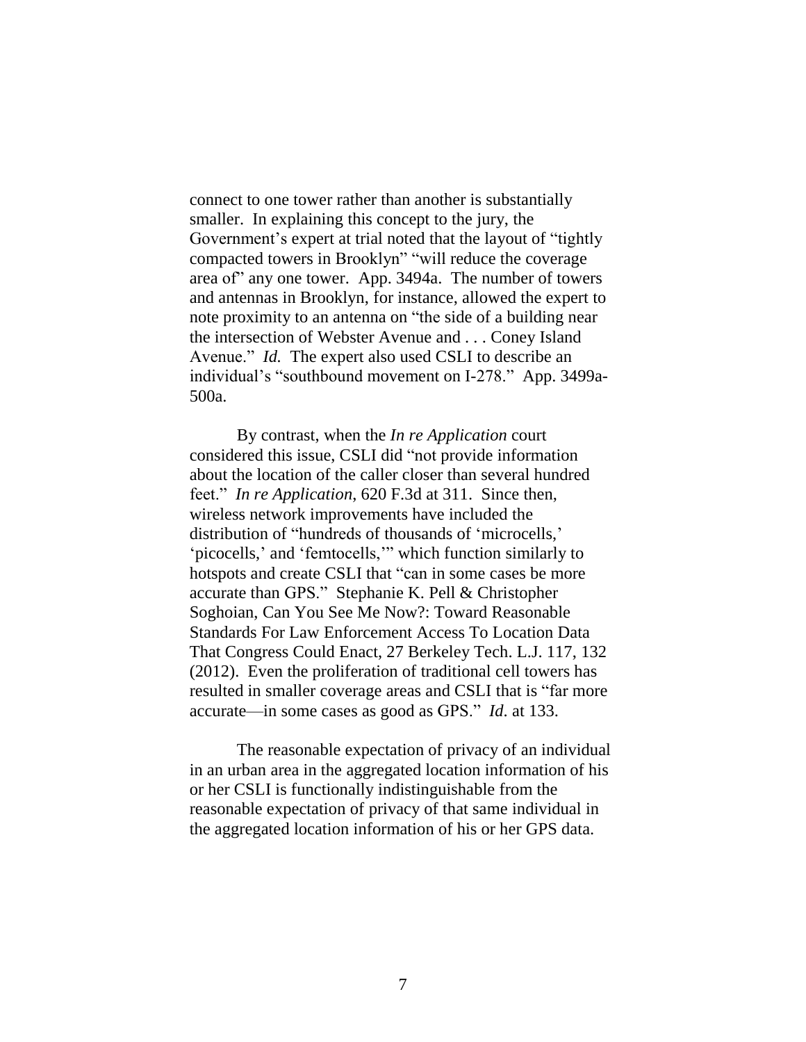connect to one tower rather than another is substantially smaller. In explaining this concept to the jury, the Government's expert at trial noted that the layout of "tightly compacted towers in Brooklyn" "will reduce the coverage area of" any one tower. App. 3494a. The number of towers and antennas in Brooklyn, for instance, allowed the expert to note proximity to an antenna on "the side of a building near the intersection of Webster Avenue and . . . Coney Island Avenue." *Id.* The expert also used CSLI to describe an individual's "southbound movement on I-278." App. 3499a-500a.

By contrast, when the *In re Application* court considered this issue, CSLI did "not provide information about the location of the caller closer than several hundred feet." *In re Application*, 620 F.3d at 311. Since then, wireless network improvements have included the distribution of "hundreds of thousands of 'microcells,' 'picocells,' and 'femtocells,'" which function similarly to hotspots and create CSLI that "can in some cases be more accurate than GPS." Stephanie K. Pell & Christopher Soghoian, Can You See Me Now?: Toward Reasonable Standards For Law Enforcement Access To Location Data That Congress Could Enact, 27 Berkeley Tech. L.J. 117, 132 (2012). Even the proliferation of traditional cell towers has resulted in smaller coverage areas and CSLI that is "far more accurate—in some cases as good as GPS." *Id.* at 133.

The reasonable expectation of privacy of an individual in an urban area in the aggregated location information of his or her CSLI is functionally indistinguishable from the reasonable expectation of privacy of that same individual in the aggregated location information of his or her GPS data.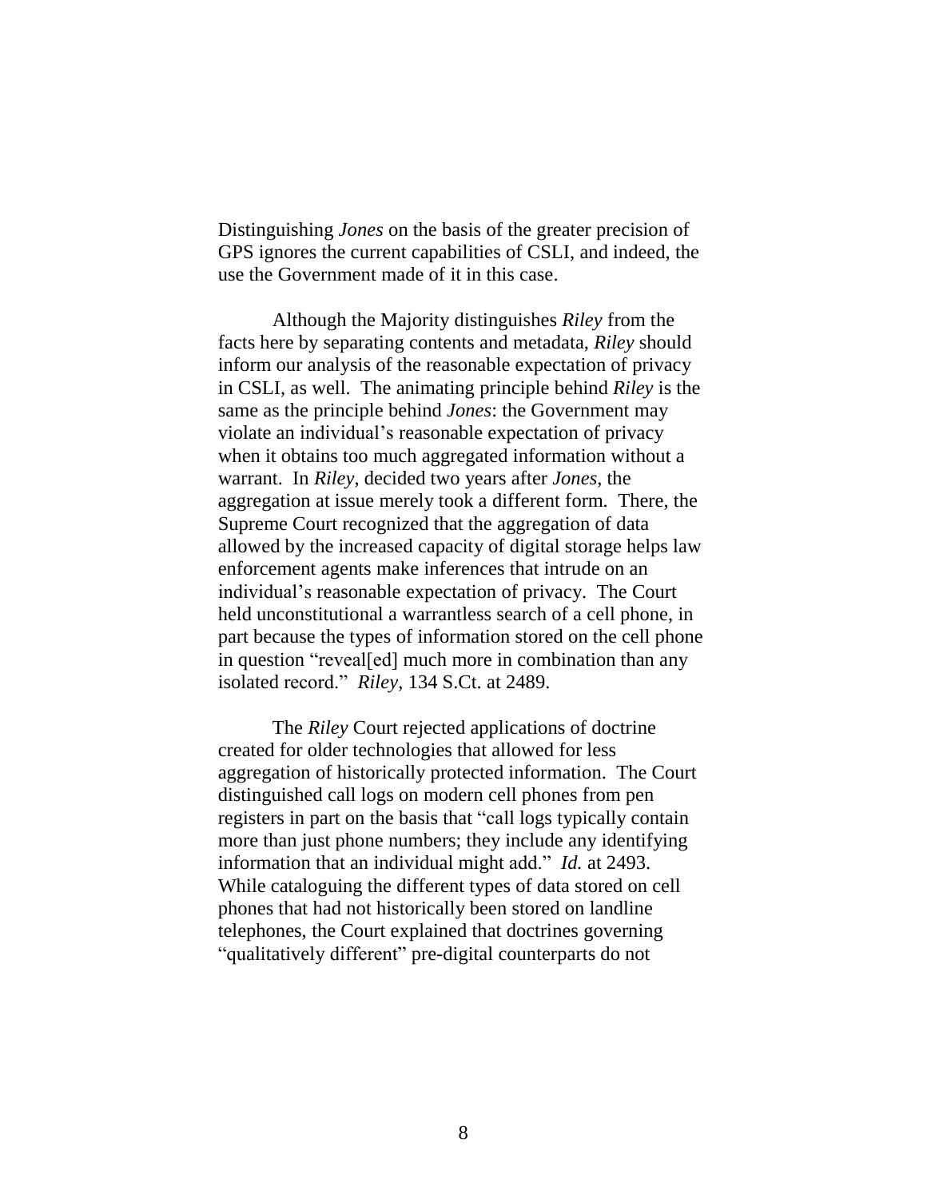Distinguishing *Jones* on the basis of the greater precision of GPS ignores the current capabilities of CSLI, and indeed, the use the Government made of it in this case.

Although the Majority distinguishes *Riley* from the facts here by separating contents and metadata, *Riley* should inform our analysis of the reasonable expectation of privacy in CSLI, as well. The animating principle behind *Riley* is the same as the principle behind *Jones*: the Government may violate an individual's reasonable expectation of privacy when it obtains too much aggregated information without a warrant. In *Riley*, decided two years after *Jones*, the aggregation at issue merely took a different form. There, the Supreme Court recognized that the aggregation of data allowed by the increased capacity of digital storage helps law enforcement agents make inferences that intrude on an individual's reasonable expectation of privacy. The Court held unconstitutional a warrantless search of a cell phone, in part because the types of information stored on the cell phone in question "reveal[ed] much more in combination than any isolated record." *Riley*, 134 S.Ct. at 2489.

The *Riley* Court rejected applications of doctrine created for older technologies that allowed for less aggregation of historically protected information. The Court distinguished call logs on modern cell phones from pen registers in part on the basis that "call logs typically contain more than just phone numbers; they include any identifying information that an individual might add." *Id.* at 2493. While cataloguing the different types of data stored on cell phones that had not historically been stored on landline telephones, the Court explained that doctrines governing "qualitatively different" pre-digital counterparts do not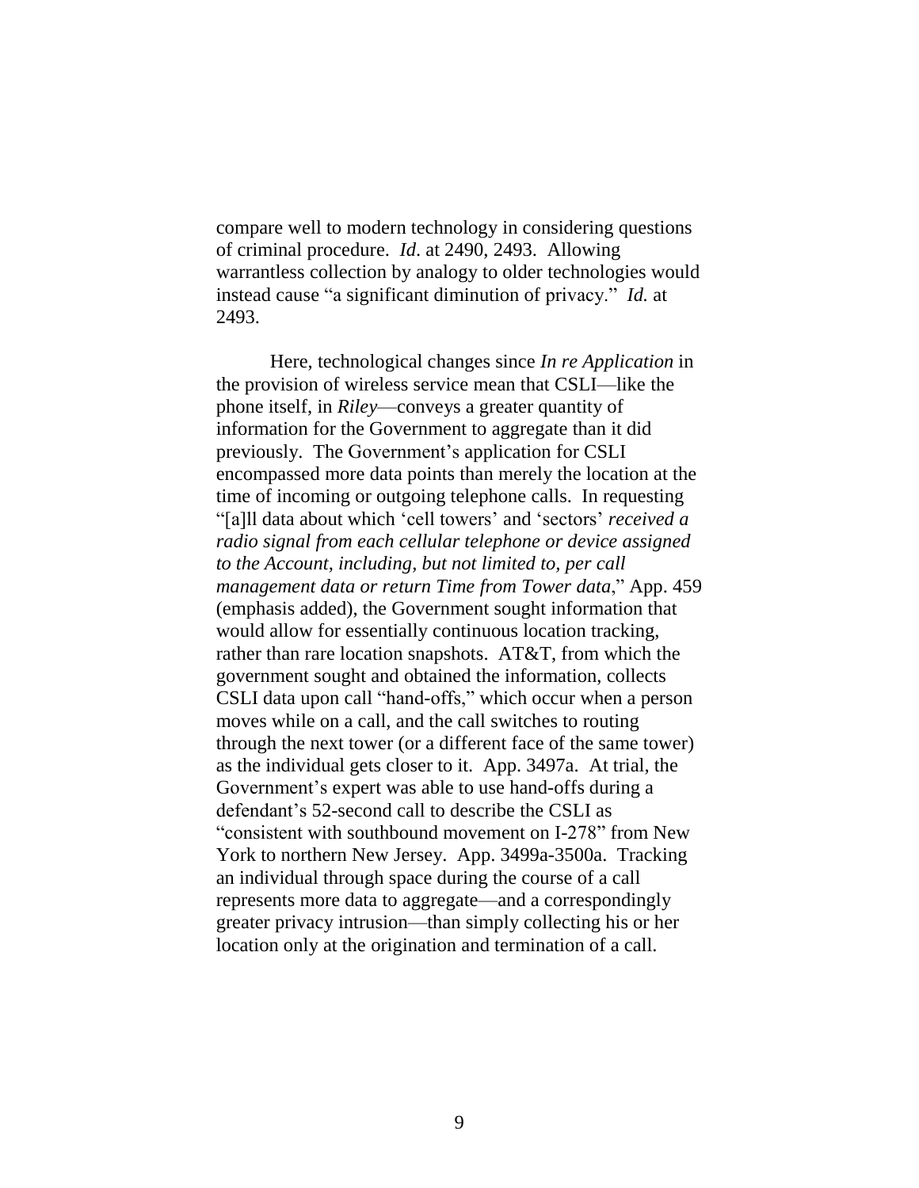compare well to modern technology in considering questions of criminal procedure. *Id*. at 2490, 2493. Allowing warrantless collection by analogy to older technologies would instead cause "a significant diminution of privacy." *Id.* at 2493.

Here, technological changes since *In re Application* in the provision of wireless service mean that CSLI—like the phone itself, in *Riley*—conveys a greater quantity of information for the Government to aggregate than it did previously. The Government's application for CSLI encompassed more data points than merely the location at the time of incoming or outgoing telephone calls. In requesting "[a]ll data about which 'cell towers' and 'sectors' *received a radio signal from each cellular telephone or device assigned to the Account, including, but not limited to, per call management data or return Time from Tower data*," App. 459 (emphasis added), the Government sought information that would allow for essentially continuous location tracking, rather than rare location snapshots. AT&T, from which the government sought and obtained the information, collects CSLI data upon call "hand-offs," which occur when a person moves while on a call, and the call switches to routing through the next tower (or a different face of the same tower) as the individual gets closer to it. App. 3497a. At trial, the Government's expert was able to use hand-offs during a defendant's 52-second call to describe the CSLI as "consistent with southbound movement on I-278" from New York to northern New Jersey. App. 3499a-3500a. Tracking an individual through space during the course of a call represents more data to aggregate—and a correspondingly greater privacy intrusion—than simply collecting his or her location only at the origination and termination of a call.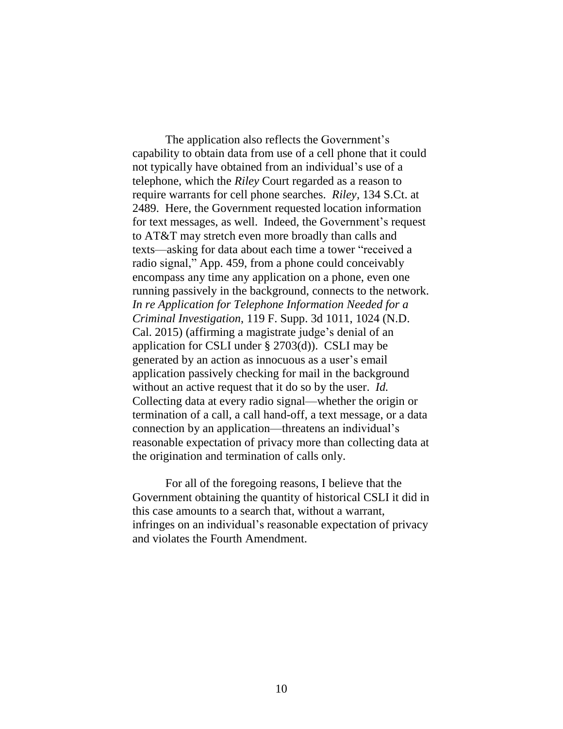The application also reflects the Government's capability to obtain data from use of a cell phone that it could not typically have obtained from an individual's use of a telephone, which the *Riley* Court regarded as a reason to require warrants for cell phone searches. *Riley*, 134 S.Ct. at 2489. Here, the Government requested location information for text messages, as well. Indeed, the Government's request to AT&T may stretch even more broadly than calls and texts—asking for data about each time a tower "received a radio signal," App. 459, from a phone could conceivably encompass any time any application on a phone, even one running passively in the background, connects to the network. *In re Application for Telephone Information Needed for a Criminal Investigation*, 119 F. Supp. 3d 1011, 1024 (N.D. Cal. 2015) (affirming a magistrate judge's denial of an application for CSLI under § 2703(d)). CSLI may be generated by an action as innocuous as a user's email application passively checking for mail in the background without an active request that it do so by the user. *Id.* Collecting data at every radio signal—whether the origin or termination of a call, a call hand-off, a text message, or a data connection by an application—threatens an individual's reasonable expectation of privacy more than collecting data at the origination and termination of calls only.

For all of the foregoing reasons, I believe that the Government obtaining the quantity of historical CSLI it did in this case amounts to a search that, without a warrant, infringes on an individual's reasonable expectation of privacy and violates the Fourth Amendment.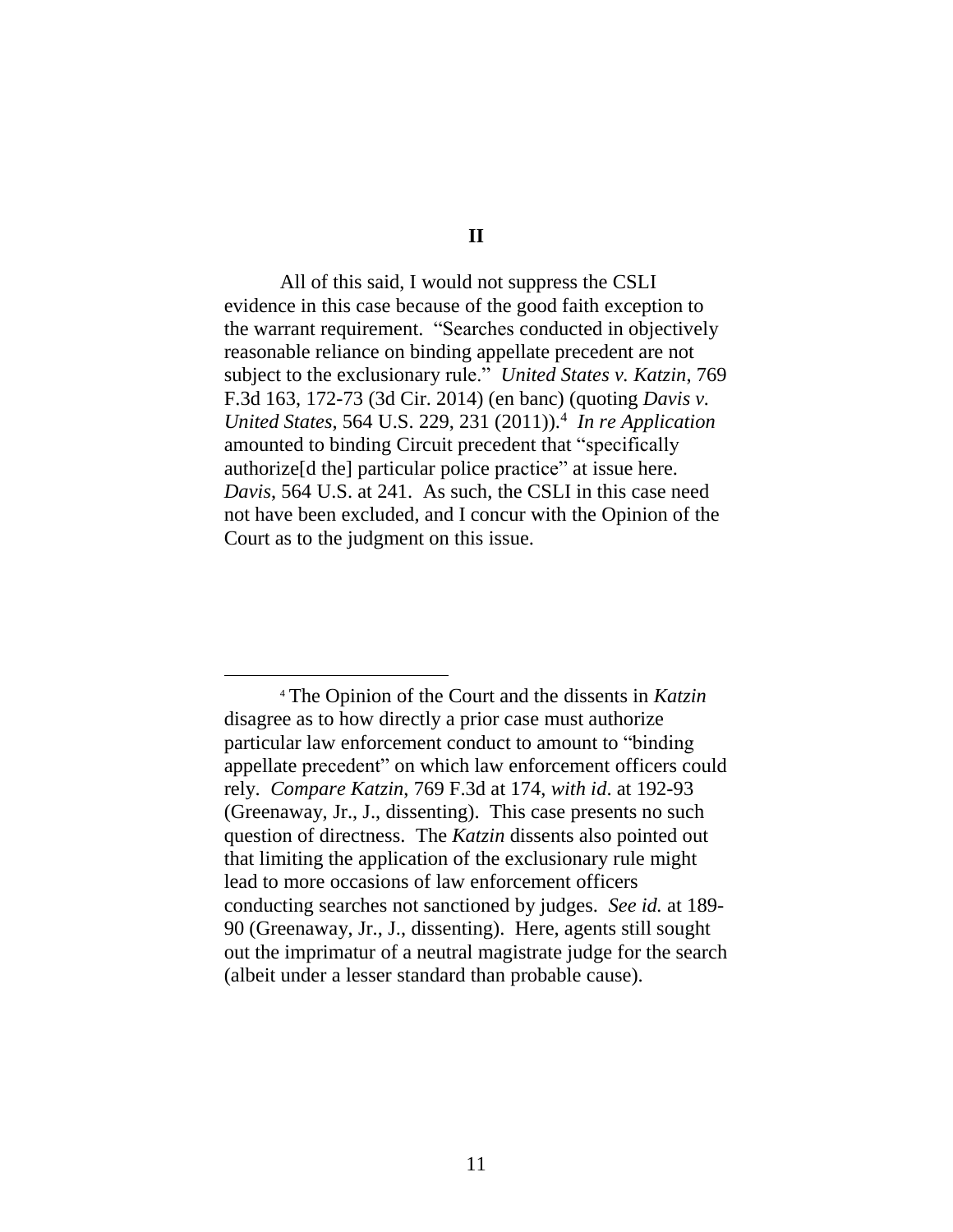## II

All of this said, I would not suppress the CSLI evidence in this case because of the good faith exception to the warrant requirement. "Searches conducted in objectively reasonable reliance on binding appellate precedent are not subject to the exclusionary rule." *United States v. Katzin*, 769 F.3d 163, 172-73 (3d Cir. 2014) (en banc) (quoting *Davis v. United States*, 564 U.S. 229, 231 (2011)).[4] *In re Application* amounted to binding Circuit precedent that "specifically authorize[d the] particular police practice" at issue here. *Davis*, 564 U.S. at 241. As such, the CSLI in this case need not have been excluded, and I concur with the Opinion of the Court as to the judgment on this issue.

---

[4] The Opinion of the Court and the dissents in *Katzin* disagree as to how directly a prior case must authorize particular law enforcement conduct to amount to "binding appellate precedent" on which law enforcement officers could rely. *Compare Katzin*, 769 F.3d at 174, *with id*. at 192-93 (Greenaway, Jr., J., dissenting). This case presents no such question of directness. The *Katzin* dissents also pointed out that limiting the application of the exclusionary rule might lead to more occasions of law enforcement officers conducting searches not sanctioned by judges. *See id.* at 189-90 (Greenaway, Jr., J., dissenting). Here, agents still sought out the imprimatur of a neutral magistrate judge for the search (albeit under a lesser standard than probable cause).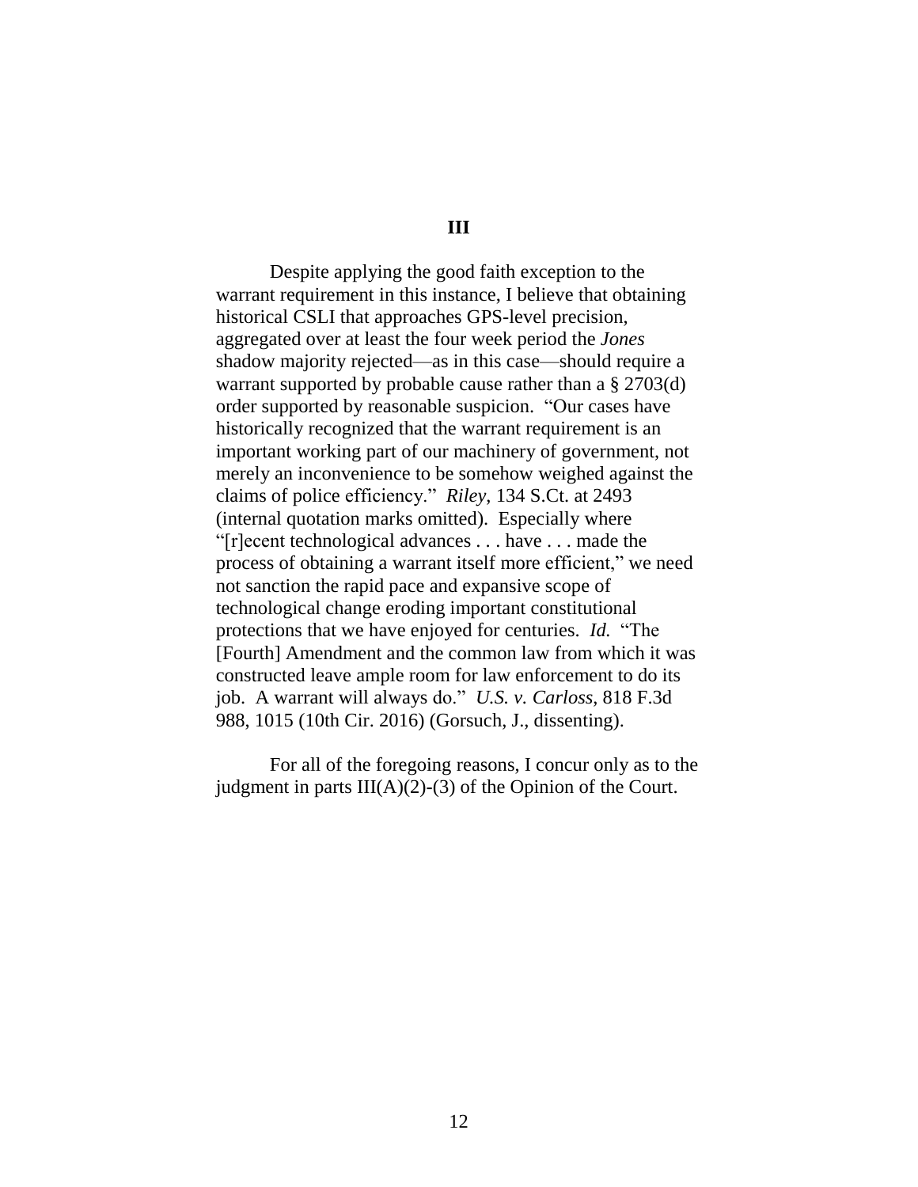## III

Despite applying the good faith exception to the warrant requirement in this instance, I believe that obtaining historical CSLI that approaches GPS-level precision, aggregated over at least the four week period the *Jones* shadow majority rejected—as in this case—should require a warrant supported by probable cause rather than a § 2703(d) order supported by reasonable suspicion. "Our cases have historically recognized that the warrant requirement is an important working part of our machinery of government, not merely an inconvenience to be somehow weighed against the claims of police efficiency." *Riley*, 134 S.Ct. at 2493 (internal quotation marks omitted). Especially where "[r]ecent technological advances . . . have . . . made the process of obtaining a warrant itself more efficient," we need not sanction the rapid pace and expansive scope of technological change eroding important constitutional protections that we have enjoyed for centuries. *Id.* "The [Fourth] Amendment and the common law from which it was constructed leave ample room for law enforcement to do its job. A warrant will always do." *U.S. v. Carloss*, 818 F.3d 988, 1015 (10th Cir. 2016) (Gorsuch, J., dissenting).

For all of the foregoing reasons, I concur only as to the judgment in parts III(A)(2)-(3) of the Opinion of the Court.